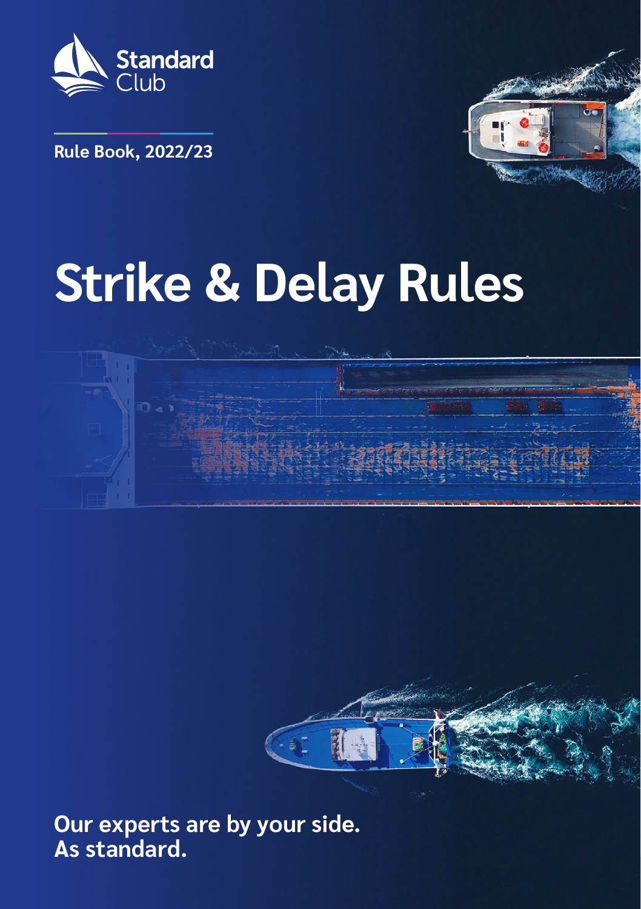Standard Club

Rule Book, 2022/23

# Strike & Delay Rules

**Our experts are by your side.**
**As standard.**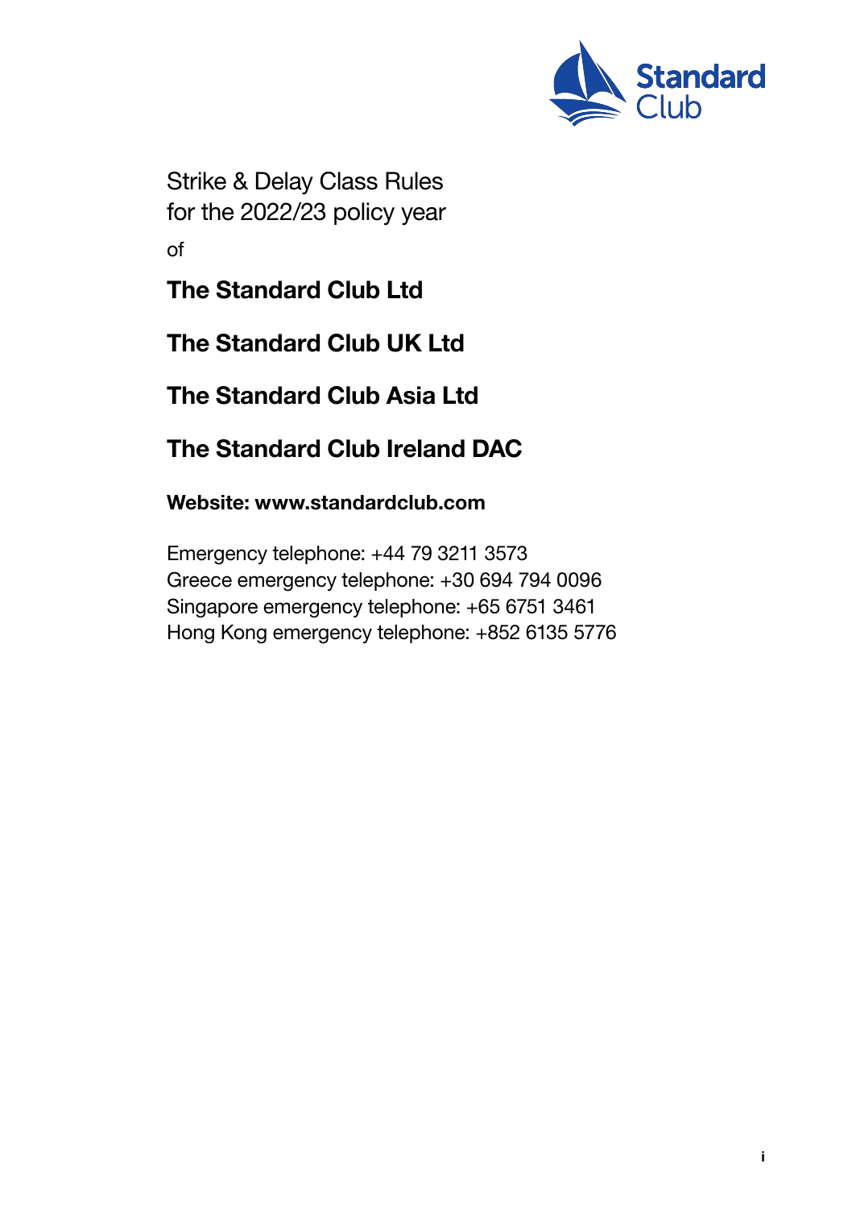Strike & Delay Class Rules
for the 2022/23 policy year

of

## The Standard Club Ltd

## The Standard Club UK Ltd

## The Standard Club Asia Ltd

## The Standard Club Ireland DAC

**Website: www.standardclub.com**

Emergency telephone: +44 79 3211 3573
Greece emergency telephone: +30 694 794 0096
Singapore emergency telephone: +65 6751 3461
Hong Kong emergency telephone: +852 6135 5776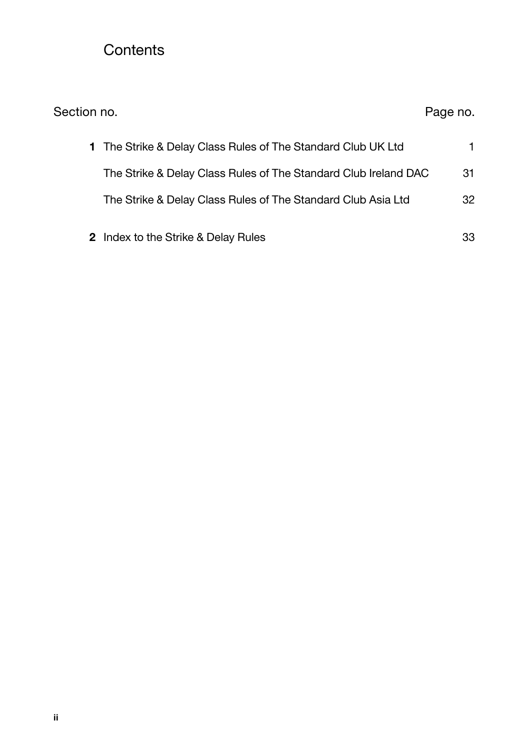# Contents

| Section no. | | Page no. |
|---|---|---|
| **1** | The Strike & Delay Class Rules of The Standard Club UK Ltd | 1 |
| | The Strike & Delay Class Rules of The Standard Club Ireland DAC | 31 |
| | The Strike & Delay Class Rules of The Standard Club Asia Ltd | 32 |
| **2** | Index to the Strike & Delay Rules | 33 |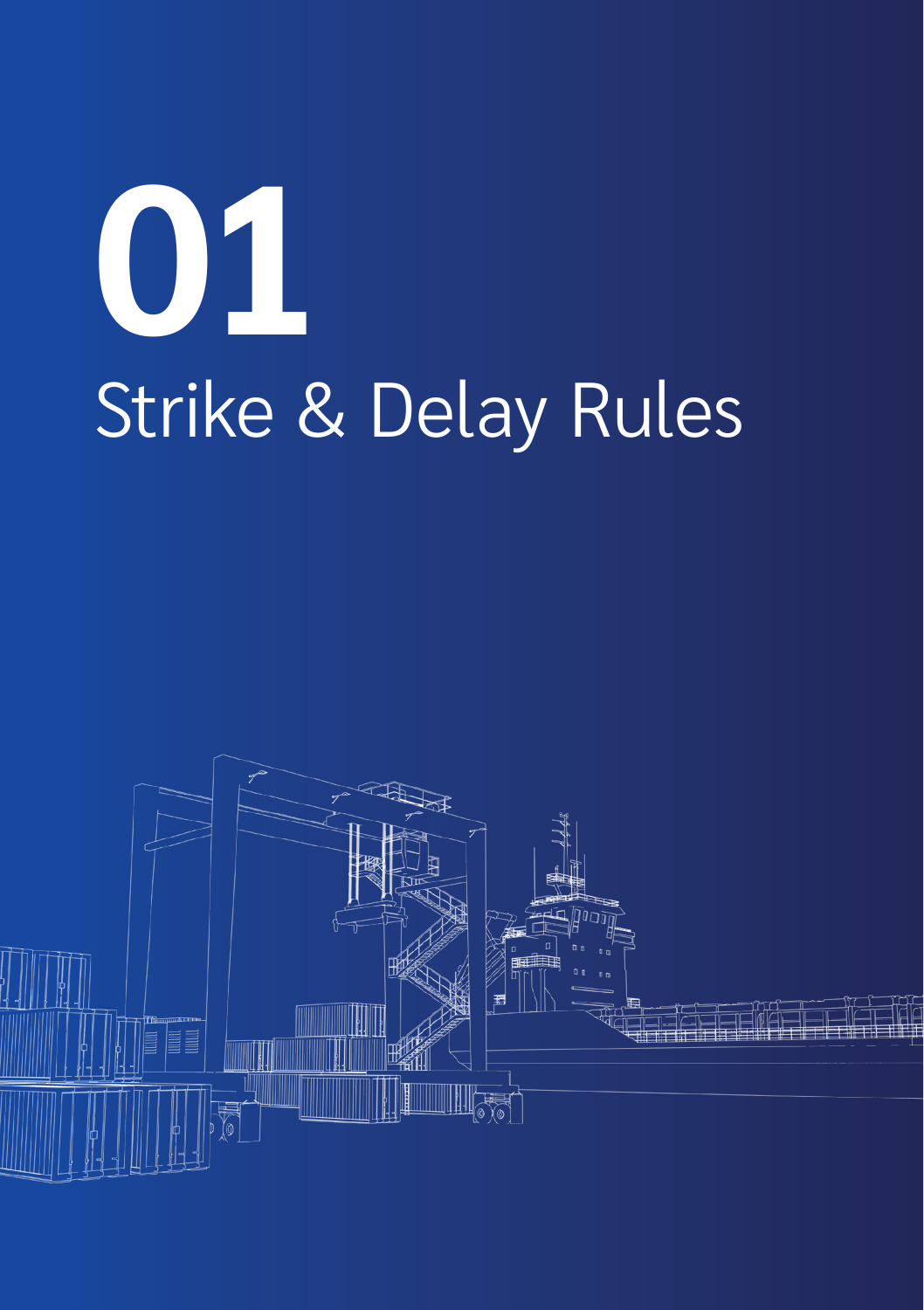# 01

# Strike & Delay Rules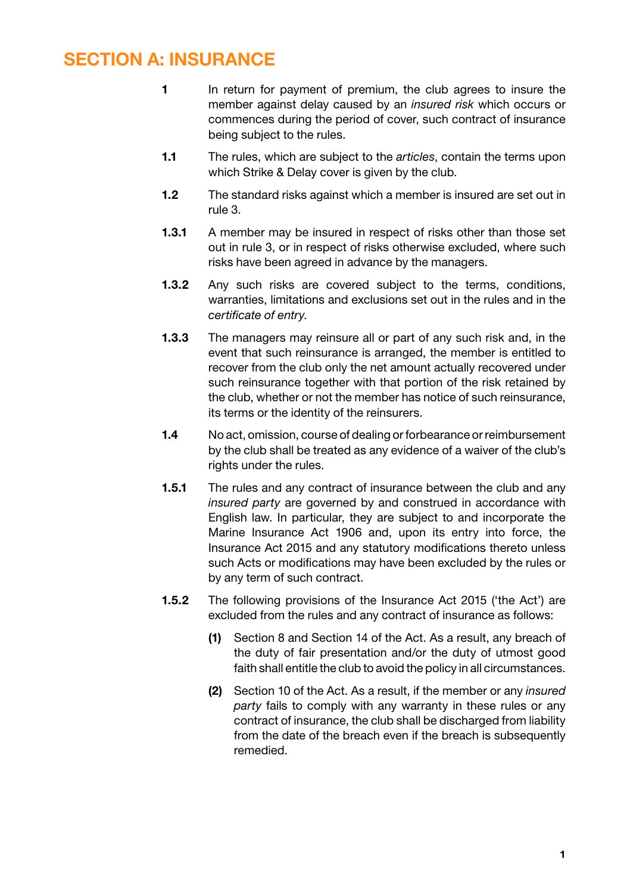# SECTION A: INSURANCE

**1** In return for payment of premium, the club agrees to insure the member against delay caused by an *insured risk* which occurs or commences during the period of cover, such contract of insurance being subject to the rules.

**1.1** The rules, which are subject to the *articles*, contain the terms upon which Strike & Delay cover is given by the club.

**1.2** The standard risks against which a member is insured are set out in rule 3.

**1.3.1** A member may be insured in respect of risks other than those set out in rule 3, or in respect of risks otherwise excluded, where such risks have been agreed in advance by the managers.

**1.3.2** Any such risks are covered subject to the terms, conditions, warranties, limitations and exclusions set out in the rules and in the *certificate of entry*.

**1.3.3** The managers may reinsure all or part of any such risk and, in the event that such reinsurance is arranged, the member is entitled to recover from the club only the net amount actually recovered under such reinsurance together with that portion of the risk retained by the club, whether or not the member has notice of such reinsurance, its terms or the identity of the reinsurers.

**1.4** No act, omission, course of dealing or forbearance or reimbursement by the club shall be treated as any evidence of a waiver of the club's rights under the rules.

**1.5.1** The rules and any contract of insurance between the club and any *insured party* are governed by and construed in accordance with English law. In particular, they are subject to and incorporate the Marine Insurance Act 1906 and, upon its entry into force, the Insurance Act 2015 and any statutory modifications thereto unless such Acts or modifications may have been excluded by the rules or by any term of such contract.

**1.5.2** The following provisions of the Insurance Act 2015 ('the Act') are excluded from the rules and any contract of insurance as follows:

**(1)** Section 8 and Section 14 of the Act. As a result, any breach of the duty of fair presentation and/or the duty of utmost good faith shall entitle the club to avoid the policy in all circumstances.

**(2)** Section 10 of the Act. As a result, if the member or any *insured party* fails to comply with any warranty in these rules or any contract of insurance, the club shall be discharged from liability from the date of the breach even if the breach is subsequently remedied.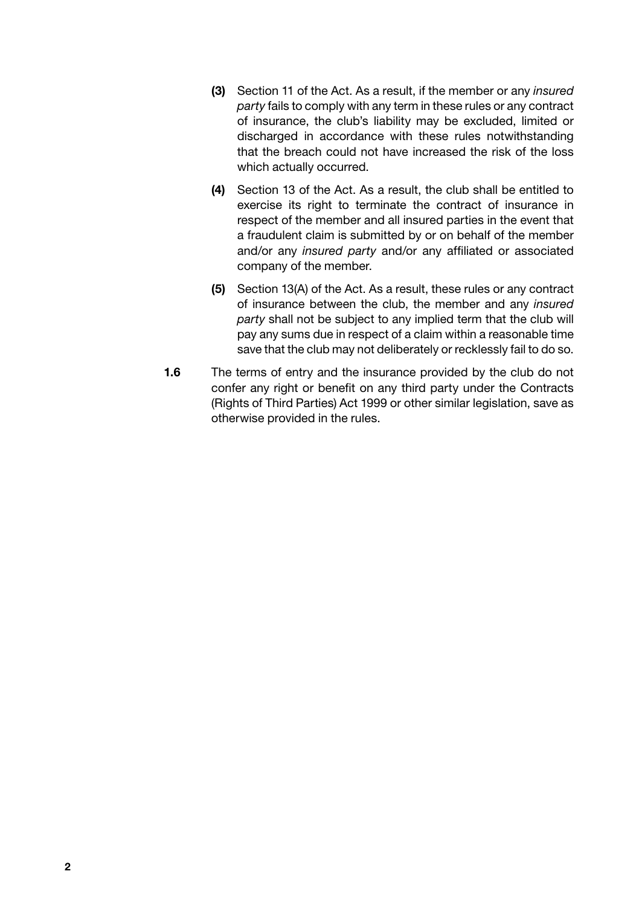**(3)** Section 11 of the Act. As a result, if the member or any *insured party* fails to comply with any term in these rules or any contract of insurance, the club's liability may be excluded, limited or discharged in accordance with these rules notwithstanding that the breach could not have increased the risk of the loss which actually occurred.

**(4)** Section 13 of the Act. As a result, the club shall be entitled to exercise its right to terminate the contract of insurance in respect of the member and all insured parties in the event that a fraudulent claim is submitted by or on behalf of the member and/or any *insured party* and/or any affiliated or associated company of the member.

**(5)** Section 13(A) of the Act. As a result, these rules or any contract of insurance between the club, the member and any *insured party* shall not be subject to any implied term that the club will pay any sums due in respect of a claim within a reasonable time save that the club may not deliberately or recklessly fail to do so.

**1.6** The terms of entry and the insurance provided by the club do not confer any right or benefit on any third party under the Contracts (Rights of Third Parties) Act 1999 or other similar legislation, save as otherwise provided in the rules.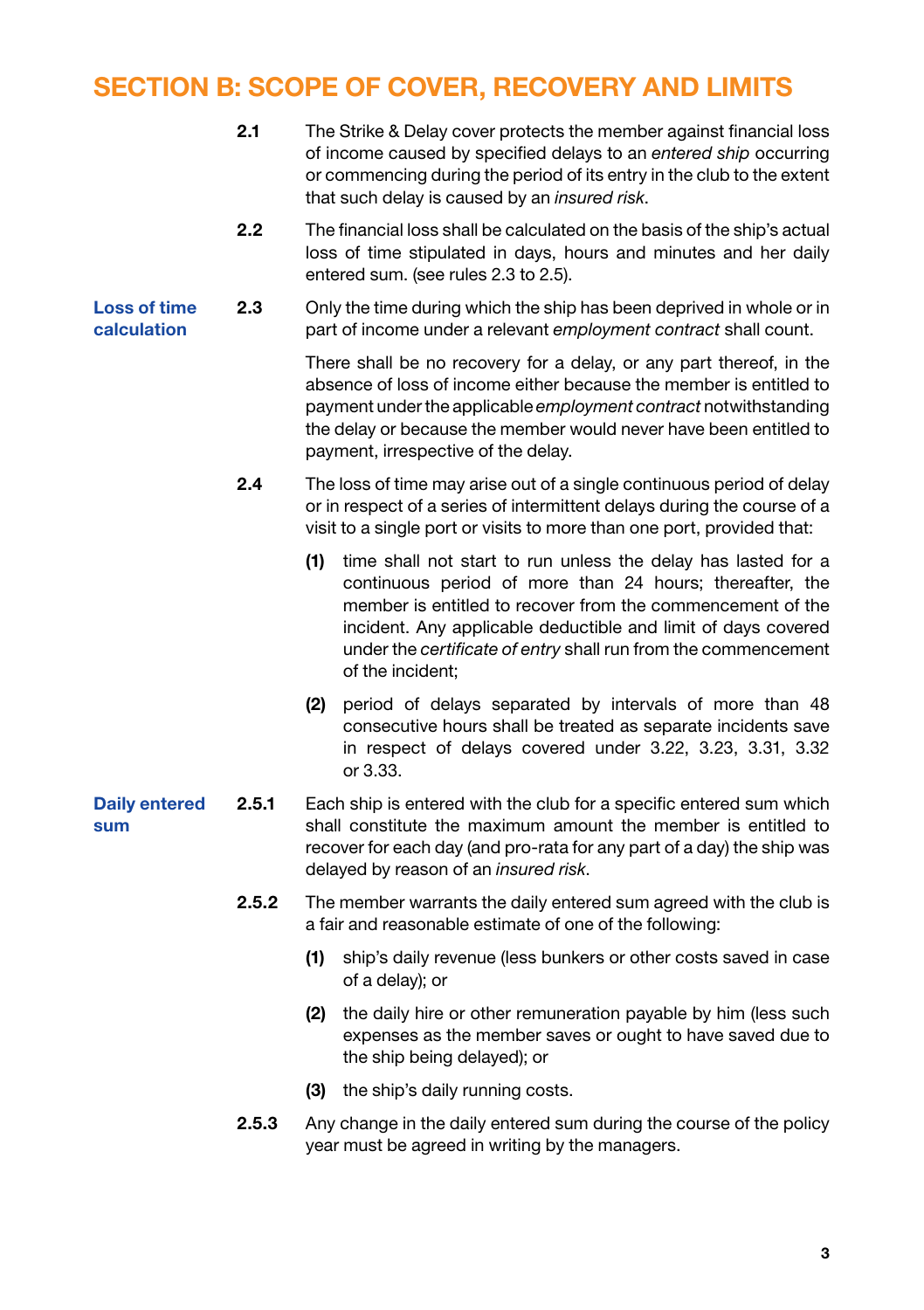# SECTION B: SCOPE OF COVER, RECOVERY AND LIMITS

**2.1** The Strike & Delay cover protects the member against financial loss of income caused by specified delays to an *entered ship* occurring or commencing during the period of its entry in the club to the extent that such delay is caused by an *insured risk*.

**2.2** The financial loss shall be calculated on the basis of the ship's actual loss of time stipulated in days, hours and minutes and her daily entered sum. (see rules 2.3 to 2.5).

### Loss of time calculation

**2.3** Only the time during which the ship has been deprived in whole or in part of income under a relevant *employment contract* shall count.

There shall be no recovery for a delay, or any part thereof, in the absence of loss of income either because the member is entitled to payment under the applicable *employment contract* notwithstanding the delay or because the member would never have been entitled to payment, irrespective of the delay.

**2.4** The loss of time may arise out of a single continuous period of delay or in respect of a series of intermittent delays during the course of a visit to a single port or visits to more than one port, provided that:

**(1)** time shall not start to run unless the delay has lasted for a continuous period of more than 24 hours; thereafter, the member is entitled to recover from the commencement of the incident. Any applicable deductible and limit of days covered under the *certificate of entry* shall run from the commencement of the incident;

**(2)** period of delays separated by intervals of more than 48 consecutive hours shall be treated as separate incidents save in respect of delays covered under 3.22, 3.23, 3.31, 3.32 or 3.33.

### Daily entered sum

**2.5.1** Each ship is entered with the club for a specific entered sum which shall constitute the maximum amount the member is entitled to recover for each day (and pro-rata for any part of a day) the ship was delayed by reason of an *insured risk*.

**2.5.2** The member warrants the daily entered sum agreed with the club is a fair and reasonable estimate of one of the following:

**(1)** ship's daily revenue (less bunkers or other costs saved in case of a delay); or

**(2)** the daily hire or other remuneration payable by him (less such expenses as the member saves or ought to have saved due to the ship being delayed); or

**(3)** the ship's daily running costs.

**2.5.3** Any change in the daily entered sum during the course of the policy year must be agreed in writing by the managers.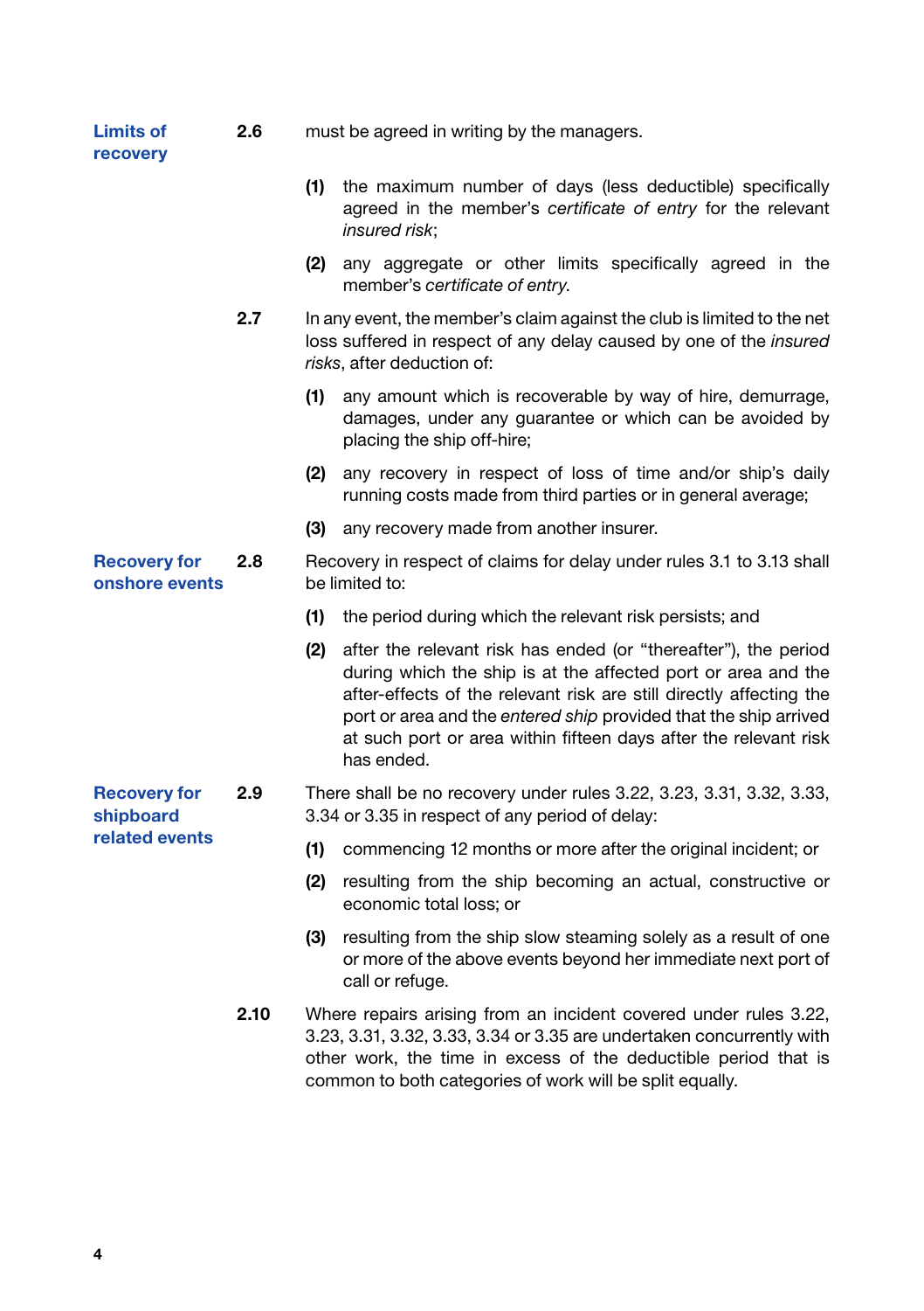**Limits of recovery**

**2.6** must be agreed in writing by the managers.

**(1)** the maximum number of days (less deductible) specifically agreed in the member's *certificate of entry* for the relevant *insured risk*;

**(2)** any aggregate or other limits specifically agreed in the member's *certificate of entry*.

**2.7** In any event, the member's claim against the club is limited to the net loss suffered in respect of any delay caused by one of the *insured risks*, after deduction of:

**(1)** any amount which is recoverable by way of hire, demurrage, damages, under any guarantee or which can be avoided by placing the ship off-hire;

**(2)** any recovery in respect of loss of time and/or ship's daily running costs made from third parties or in general average;

**(3)** any recovery made from another insurer.

**Recovery for onshore events**

**2.8** Recovery in respect of claims for delay under rules 3.1 to 3.13 shall be limited to:

**(1)** the period during which the relevant risk persists; and

**(2)** after the relevant risk has ended (or "thereafter"), the period during which the ship is at the affected port or area and the after-effects of the relevant risk are still directly affecting the port or area and the *entered ship* provided that the ship arrived at such port or area within fifteen days after the relevant risk has ended.

**Recovery for shipboard related events**

**2.9** There shall be no recovery under rules 3.22, 3.23, 3.31, 3.32, 3.33, 3.34 or 3.35 in respect of any period of delay:

**(1)** commencing 12 months or more after the original incident; or

**(2)** resulting from the ship becoming an actual, constructive or economic total loss; or

**(3)** resulting from the ship slow steaming solely as a result of one or more of the above events beyond her immediate next port of call or refuge.

**2.10** Where repairs arising from an incident covered under rules 3.22, 3.23, 3.31, 3.32, 3.33, 3.34 or 3.35 are undertaken concurrently with other work, the time in excess of the deductible period that is common to both categories of work will be split equally.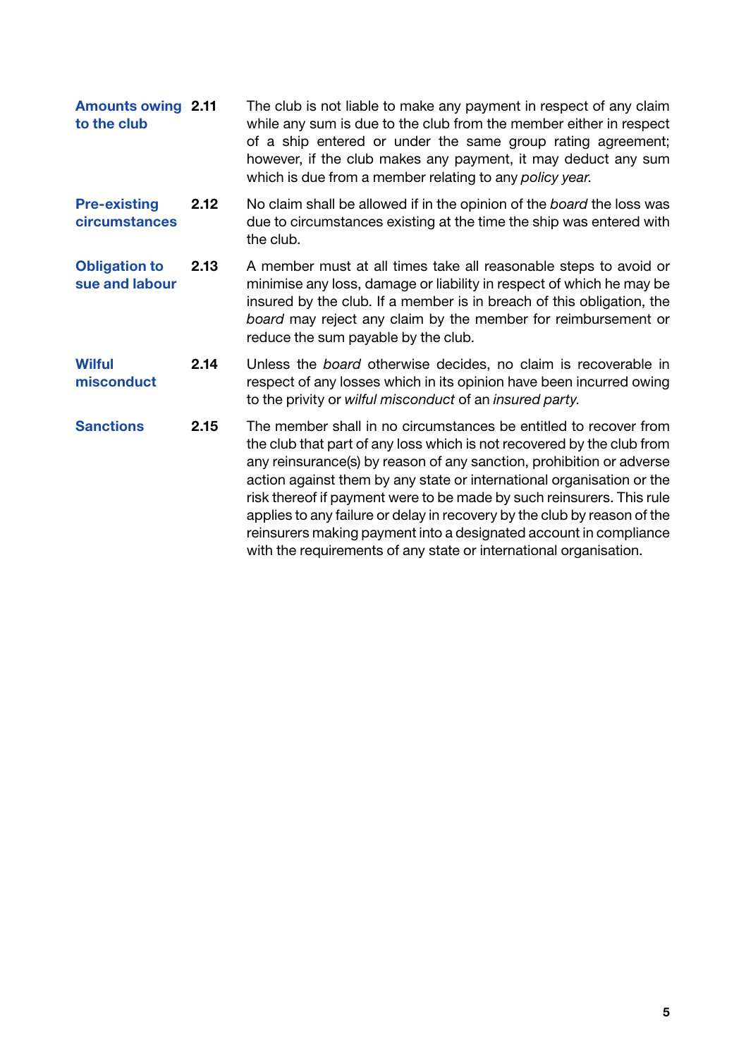**Amounts owing to the club** **2.11** The club is not liable to make any payment in respect of any claim while any sum is due to the club from the member either in respect of a ship entered or under the same group rating agreement; however, if the club makes any payment, it may deduct any sum which is due from a member relating to any *policy year*.

**Pre-existing circumstances** **2.12** No claim shall be allowed if in the opinion of the *board* the loss was due to circumstances existing at the time the ship was entered with the club.

**Obligation to sue and labour** **2.13** A member must at all times take all reasonable steps to avoid or minimise any loss, damage or liability in respect of which he may be insured by the club. If a member is in breach of this obligation, the *board* may reject any claim by the member for reimbursement or reduce the sum payable by the club.

**Wilful misconduct** **2.14** Unless the *board* otherwise decides, no claim is recoverable in respect of any losses which in its opinion have been incurred owing to the privity or *wilful misconduct* of an *insured party*.

**Sanctions** **2.15** The member shall in no circumstances be entitled to recover from the club that part of any loss which is not recovered by the club from any reinsurance(s) by reason of any sanction, prohibition or adverse action against them by any state or international organisation or the risk thereof if payment were to be made by such reinsurers. This rule applies to any failure or delay in recovery by the club by reason of the reinsurers making payment into a designated account in compliance with the requirements of any state or international organisation.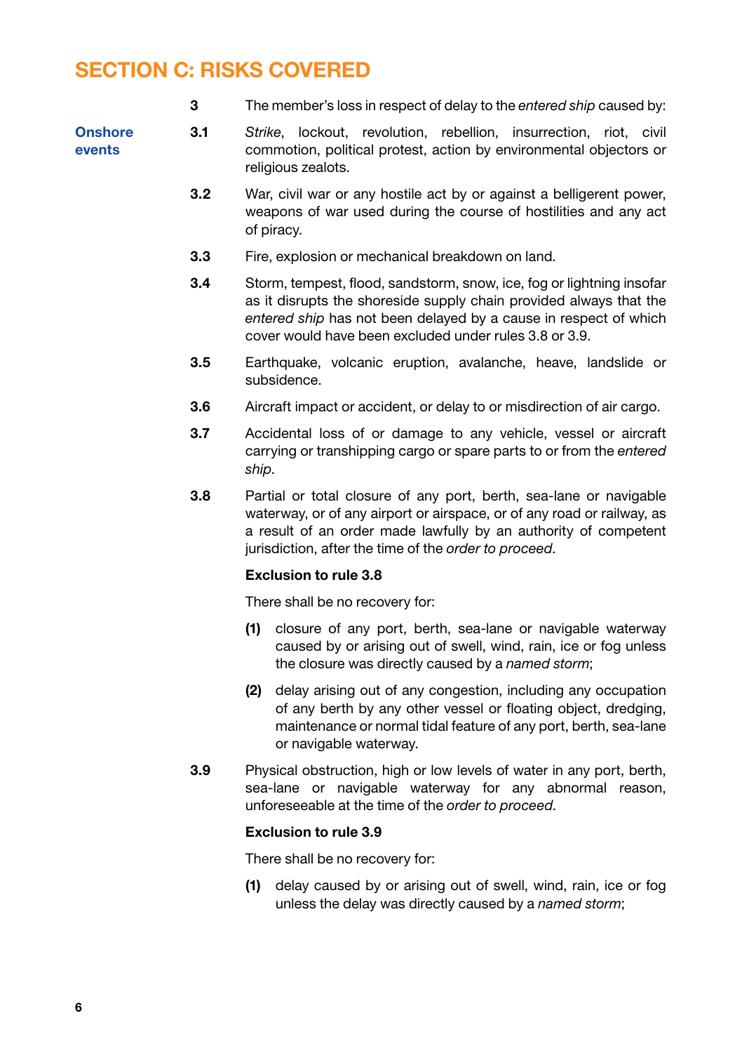# SECTION C: RISKS COVERED

**3** The member's loss in respect of delay to the *entered ship* caused by:

**Onshore events**

**3.1** *Strike*, lockout, revolution, rebellion, insurrection, riot, civil commotion, political protest, action by environmental objectors or religious zealots.

**3.2** War, civil war or any hostile act by or against a belligerent power, weapons of war used during the course of hostilities and any act of piracy.

**3.3** Fire, explosion or mechanical breakdown on land.

**3.4** Storm, tempest, flood, sandstorm, snow, ice, fog or lightning insofar as it disrupts the shoreside supply chain provided always that the *entered ship* has not been delayed by a cause in respect of which cover would have been excluded under rules 3.8 or 3.9.

**3.5** Earthquake, volcanic eruption, avalanche, heave, landslide or subsidence.

**3.6** Aircraft impact or accident, or delay to or misdirection of air cargo.

**3.7** Accidental loss of or damage to any vehicle, vessel or aircraft carrying or transhipping cargo or spare parts to or from the *entered ship*.

**3.8** Partial or total closure of any port, berth, sea-lane or navigable waterway, or of any airport or airspace, or of any road or railway, as a result of an order made lawfully by an authority of competent jurisdiction, after the time of the *order to proceed*.

**Exclusion to rule 3.8**

There shall be no recovery for:

**(1)** closure of any port, berth, sea-lane or navigable waterway caused by or arising out of swell, wind, rain, ice or fog unless the closure was directly caused by a *named storm*;

**(2)** delay arising out of any congestion, including any occupation of any berth by any other vessel or floating object, dredging, maintenance or normal tidal feature of any port, berth, sea-lane or navigable waterway.

**3.9** Physical obstruction, high or low levels of water in any port, berth, sea-lane or navigable waterway for any abnormal reason, unforeseeable at the time of the *order to proceed*.

**Exclusion to rule 3.9**

There shall be no recovery for:

**(1)** delay caused by or arising out of swell, wind, rain, ice or fog unless the delay was directly caused by a *named storm*;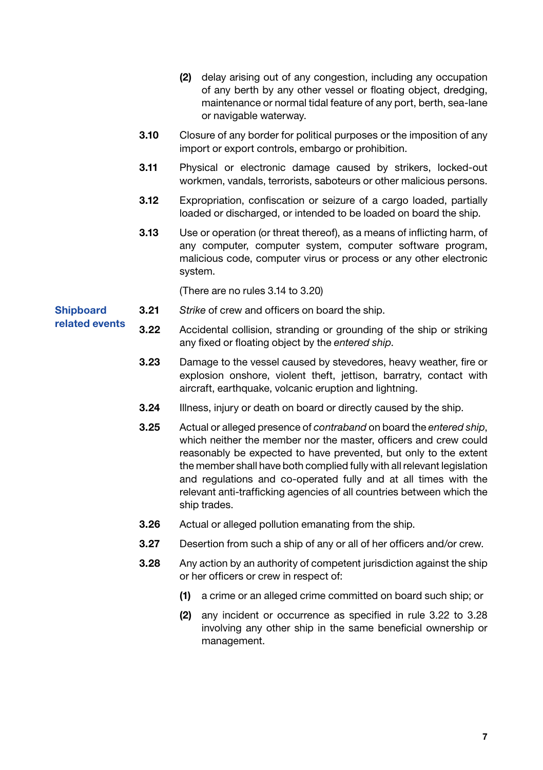**(2)** delay arising out of any congestion, including any occupation of any berth by any other vessel or floating object, dredging, maintenance or normal tidal feature of any port, berth, sea-lane or navigable waterway.

**3.10** Closure of any border for political purposes or the imposition of any import or export controls, embargo or prohibition.

**3.11** Physical or electronic damage caused by strikers, locked-out workmen, vandals, terrorists, saboteurs or other malicious persons.

**3.12** Expropriation, confiscation or seizure of a cargo loaded, partially loaded or discharged, or intended to be loaded on board the ship.

**3.13** Use or operation (or threat thereof), as a means of inflicting harm, of any computer, computer system, computer software program, malicious code, computer virus or process or any other electronic system.

(There are no rules 3.14 to 3.20)

## Shipboard related events

**3.21** *Strike* of crew and officers on board the ship.

**3.22** Accidental collision, stranding or grounding of the ship or striking any fixed or floating object by the *entered ship*.

**3.23** Damage to the vessel caused by stevedores, heavy weather, fire or explosion onshore, violent theft, jettison, barratry, contact with aircraft, earthquake, volcanic eruption and lightning.

**3.24** Illness, injury or death on board or directly caused by the ship.

**3.25** Actual or alleged presence of *contraband* on board the *entered ship*, which neither the member nor the master, officers and crew could reasonably be expected to have prevented, but only to the extent the member shall have both complied fully with all relevant legislation and regulations and co-operated fully and at all times with the relevant anti-trafficking agencies of all countries between which the ship trades.

**3.26** Actual or alleged pollution emanating from the ship.

**3.27** Desertion from such a ship of any or all of her officers and/or crew.

**3.28** Any action by an authority of competent jurisdiction against the ship or her officers or crew in respect of:

**(1)** a crime or an alleged crime committed on board such ship; or

**(2)** any incident or occurrence as specified in rule 3.22 to 3.28 involving any other ship in the same beneficial ownership or management.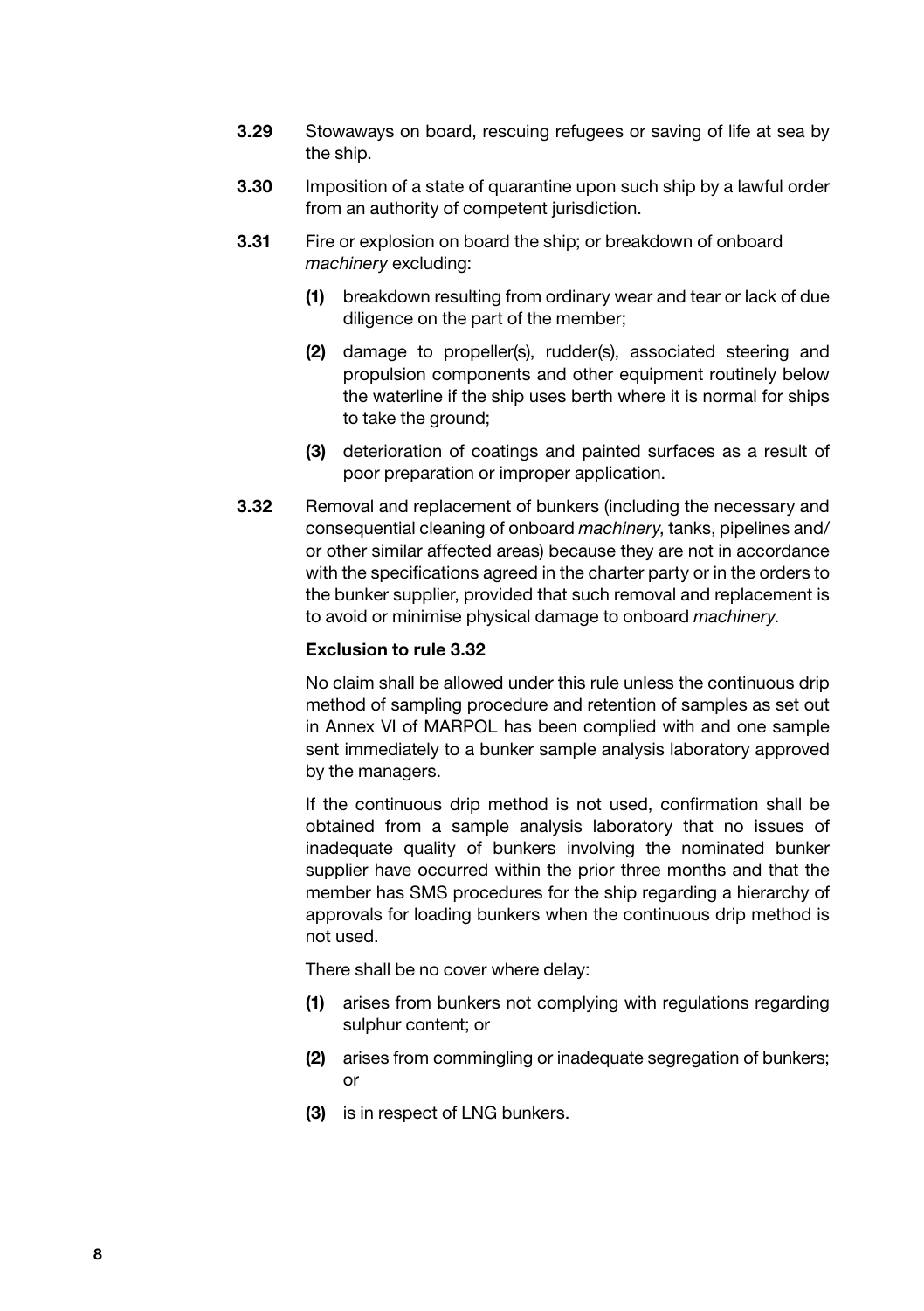**3.29** Stowaways on board, rescuing refugees or saving of life at sea by the ship.

**3.30** Imposition of a state of quarantine upon such ship by a lawful order from an authority of competent jurisdiction.

**3.31** Fire or explosion on board the ship; or breakdown of onboard *machinery* excluding:

- **(1)** breakdown resulting from ordinary wear and tear or lack of due diligence on the part of the member;
- **(2)** damage to propeller(s), rudder(s), associated steering and propulsion components and other equipment routinely below the waterline if the ship uses berth where it is normal for ships to take the ground;
- **(3)** deterioration of coatings and painted surfaces as a result of poor preparation or improper application.

**3.32** Removal and replacement of bunkers (including the necessary and consequential cleaning of onboard *machinery*, tanks, pipelines and/or other similar affected areas) because they are not in accordance with the specifications agreed in the charter party or in the orders to the bunker supplier, provided that such removal and replacement is to avoid or minimise physical damage to onboard *machinery*.

**Exclusion to rule 3.32**

No claim shall be allowed under this rule unless the continuous drip method of sampling procedure and retention of samples as set out in Annex VI of MARPOL has been complied with and one sample sent immediately to a bunker sample analysis laboratory approved by the managers.

If the continuous drip method is not used, confirmation shall be obtained from a sample analysis laboratory that no issues of inadequate quality of bunkers involving the nominated bunker supplier have occurred within the prior three months and that the member has SMS procedures for the ship regarding a hierarchy of approvals for loading bunkers when the continuous drip method is not used.

There shall be no cover where delay:

- **(1)** arises from bunkers not complying with regulations regarding sulphur content; or
- **(2)** arises from commingling or inadequate segregation of bunkers; or
- **(3)** is in respect of LNG bunkers.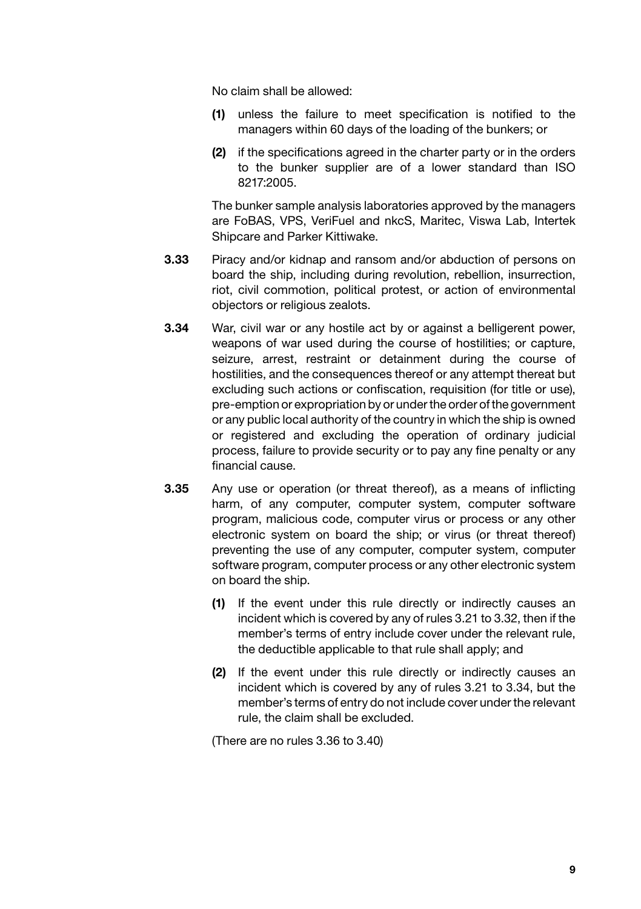No claim shall be allowed:

**(1)** unless the failure to meet specification is notified to the managers within 60 days of the loading of the bunkers; or

**(2)** if the specifications agreed in the charter party or in the orders to the bunker supplier are of a lower standard than ISO 8217:2005.

The bunker sample analysis laboratories approved by the managers are FoBAS, VPS, VeriFuel and nkcS, Maritec, Viswa Lab, Intertek Shipcare and Parker Kittiwake.

**3.33** Piracy and/or kidnap and ransom and/or abduction of persons on board the ship, including during revolution, rebellion, insurrection, riot, civil commotion, political protest, or action of environmental objectors or religious zealots.

**3.34** War, civil war or any hostile act by or against a belligerent power, weapons of war used during the course of hostilities; or capture, seizure, arrest, restraint or detainment during the course of hostilities, and the consequences thereof or any attempt thereat but excluding such actions or confiscation, requisition (for title or use), pre-emption or expropriation by or under the order of the government or any public local authority of the country in which the ship is owned or registered and excluding the operation of ordinary judicial process, failure to provide security or to pay any fine penalty or any financial cause.

**3.35** Any use or operation (or threat thereof), as a means of inflicting harm, of any computer, computer system, computer software program, malicious code, computer virus or process or any other electronic system on board the ship; or virus (or threat thereof) preventing the use of any computer, computer system, computer software program, computer process or any other electronic system on board the ship.

**(1)** If the event under this rule directly or indirectly causes an incident which is covered by any of rules 3.21 to 3.32, then if the member's terms of entry include cover under the relevant rule, the deductible applicable to that rule shall apply; and

**(2)** If the event under this rule directly or indirectly causes an incident which is covered by any of rules 3.21 to 3.34, but the member's terms of entry do not include cover under the relevant rule, the claim shall be excluded.

(There are no rules 3.36 to 3.40)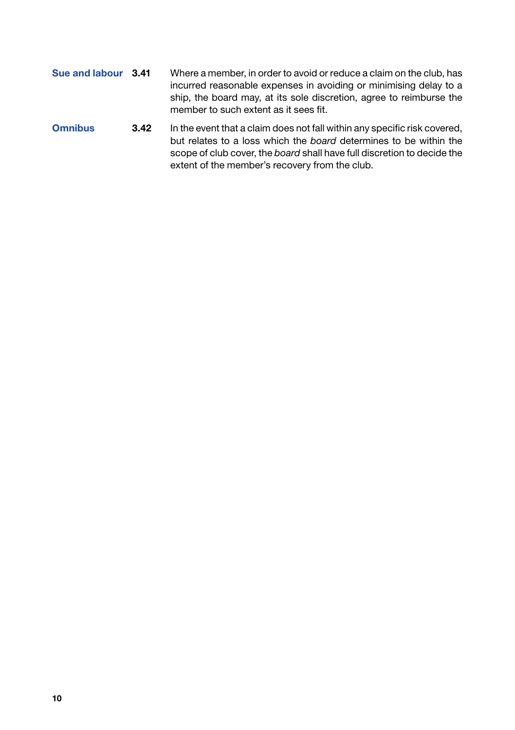**Sue and labour** **3.41** Where a member, in order to avoid or reduce a claim on the club, has incurred reasonable expenses in avoiding or minimising delay to a ship, the board may, at its sole discretion, agree to reimburse the member to such extent as it sees fit.

**Omnibus** **3.42** In the event that a claim does not fall within any specific risk covered, but relates to a loss which the *board* determines to be within the scope of club cover, the *board* shall have full discretion to decide the extent of the member's recovery from the club.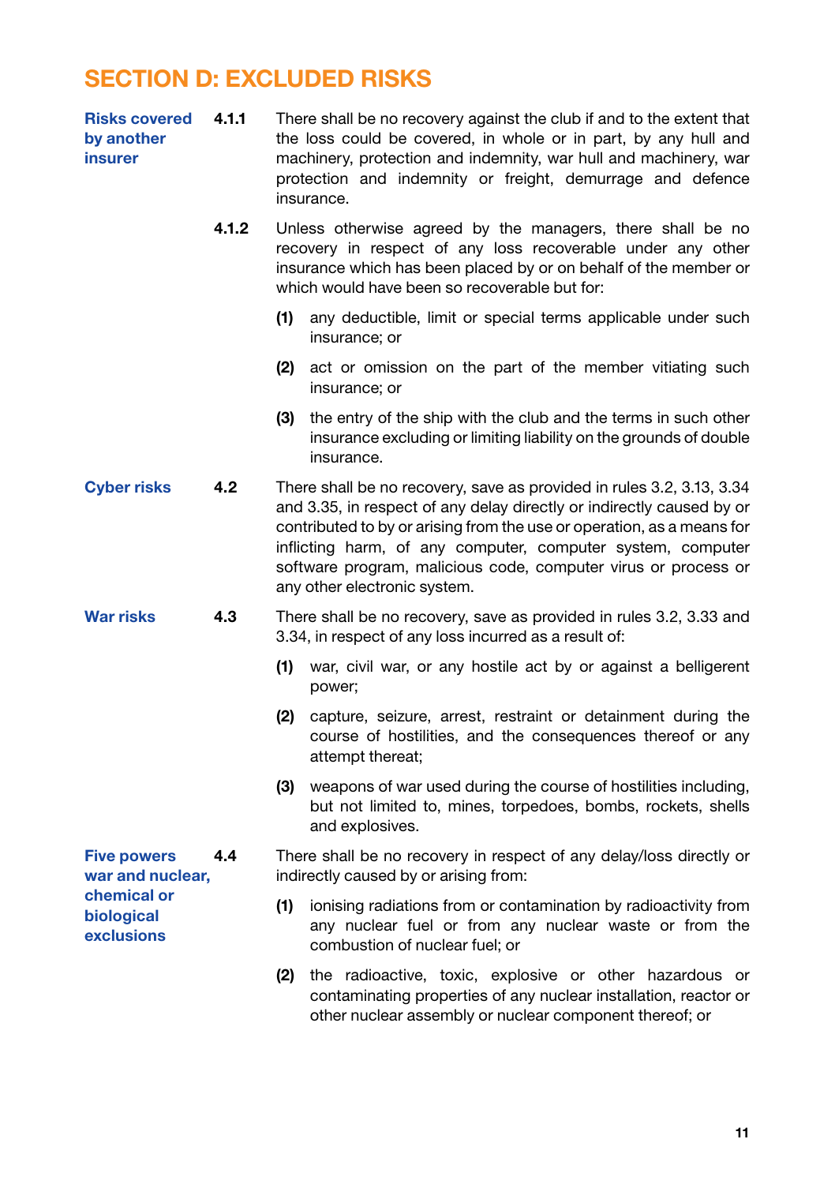# SECTION D: EXCLUDED RISKS

**Risks covered by another insurer**

**4.1.1** There shall be no recovery against the club if and to the extent that the loss could be covered, in whole or in part, by any hull and machinery, protection and indemnity, war hull and machinery, war protection and indemnity or freight, demurrage and defence insurance.

**4.1.2** Unless otherwise agreed by the managers, there shall be no recovery in respect of any loss recoverable under any other insurance which has been placed by or on behalf of the member or which would have been so recoverable but for:

**(1)** any deductible, limit or special terms applicable under such insurance; or

**(2)** act or omission on the part of the member vitiating such insurance; or

**(3)** the entry of the ship with the club and the terms in such other insurance excluding or limiting liability on the grounds of double insurance.

**Cyber risks**

**4.2** There shall be no recovery, save as provided in rules 3.2, 3.13, 3.34 and 3.35, in respect of any delay directly or indirectly caused by or contributed to by or arising from the use or operation, as a means for inflicting harm, of any computer, computer system, computer software program, malicious code, computer virus or process or any other electronic system.

**War risks**

**4.3** There shall be no recovery, save as provided in rules 3.2, 3.33 and 3.34, in respect of any loss incurred as a result of:

**(1)** war, civil war, or any hostile act by or against a belligerent power;

**(2)** capture, seizure, arrest, restraint or detainment during the course of hostilities, and the consequences thereof or any attempt thereat;

**(3)** weapons of war used during the course of hostilities including, but not limited to, mines, torpedoes, bombs, rockets, shells and explosives.

**Five powers war and nuclear, chemical or biological exclusions**

**4.4** There shall be no recovery in respect of any delay/loss directly or indirectly caused by or arising from:

**(1)** ionising radiations from or contamination by radioactivity from any nuclear fuel or from any nuclear waste or from the combustion of nuclear fuel; or

**(2)** the radioactive, toxic, explosive or other hazardous or contaminating properties of any nuclear installation, reactor or other nuclear assembly or nuclear component thereof; or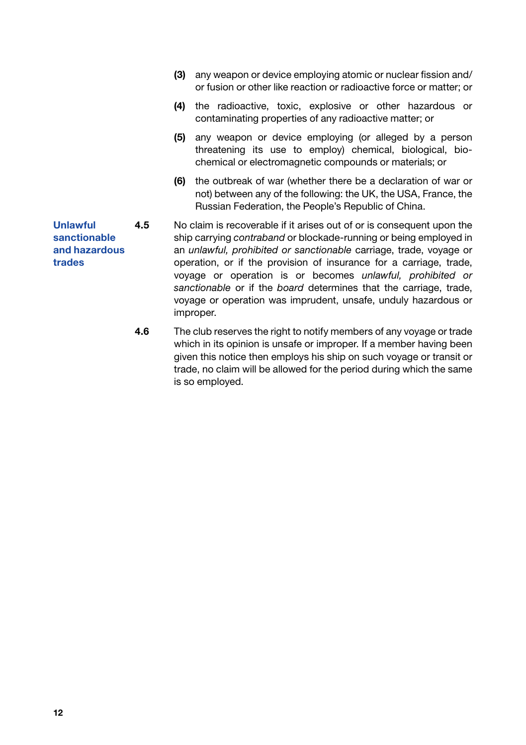**(3)** any weapon or device employing atomic or nuclear fission and/or fusion or other like reaction or radioactive force or matter; or

**(4)** the radioactive, toxic, explosive or other hazardous or contaminating properties of any radioactive matter; or

**(5)** any weapon or device employing (or alleged by a person threatening its use to employ) chemical, biological, bio-chemical or electromagnetic compounds or materials; or

**(6)** the outbreak of war (whether there be a declaration of war or not) between any of the following: the UK, the USA, France, the Russian Federation, the People's Republic of China.

**Unlawful sanctionable and hazardous trades**

**4.5** No claim is recoverable if it arises out of or is consequent upon the ship carrying *contraband* or blockade-running or being employed in an *unlawful, prohibited or sanctionable* carriage, trade, voyage or operation, or if the provision of insurance for a carriage, trade, voyage or operation is or becomes *unlawful, prohibited or sanctionable* or if the *board* determines that the carriage, trade, voyage or operation was imprudent, unsafe, unduly hazardous or improper.

**4.6** The club reserves the right to notify members of any voyage or trade which in its opinion is unsafe or improper. If a member having been given this notice then employs his ship on such voyage or transit or trade, no claim will be allowed for the period during which the same is so employed.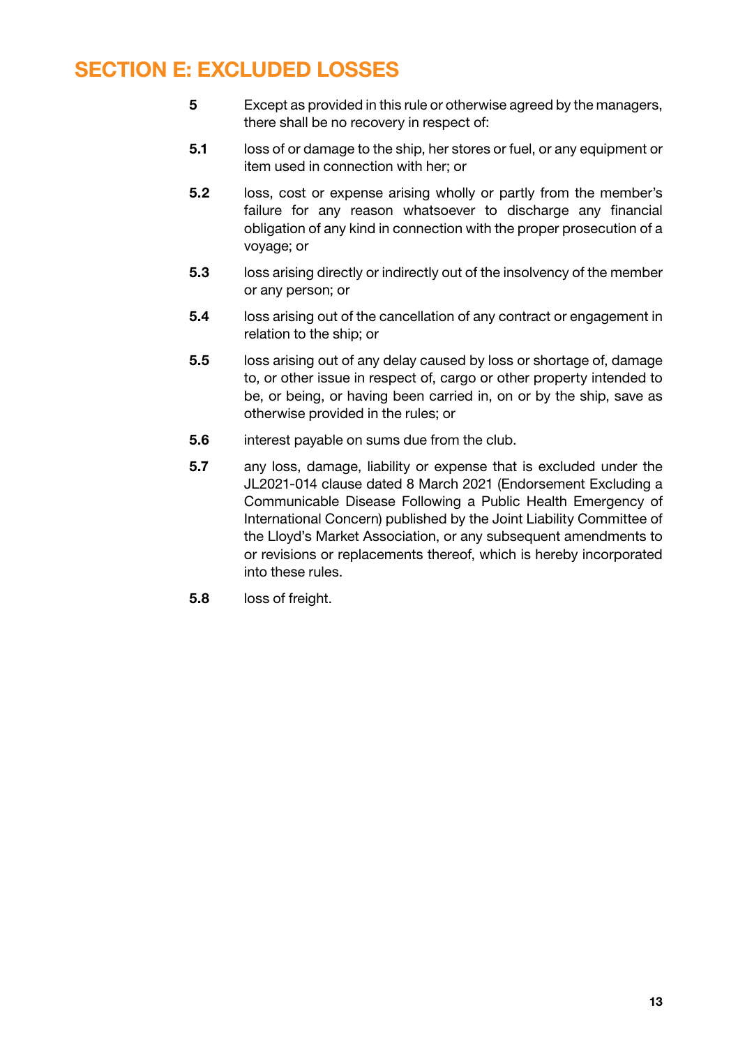## SECTION E: EXCLUDED LOSSES

**5** Except as provided in this rule or otherwise agreed by the managers, there shall be no recovery in respect of:

**5.1** loss of or damage to the ship, her stores or fuel, or any equipment or item used in connection with her; or

**5.2** loss, cost or expense arising wholly or partly from the member's failure for any reason whatsoever to discharge any financial obligation of any kind in connection with the proper prosecution of a voyage; or

**5.3** loss arising directly or indirectly out of the insolvency of the member or any person; or

**5.4** loss arising out of the cancellation of any contract or engagement in relation to the ship; or

**5.5** loss arising out of any delay caused by loss or shortage of, damage to, or other issue in respect of, cargo or other property intended to be, or being, or having been carried in, on or by the ship, save as otherwise provided in the rules; or

**5.6** interest payable on sums due from the club.

**5.7** any loss, damage, liability or expense that is excluded under the JL2021-014 clause dated 8 March 2021 (Endorsement Excluding a Communicable Disease Following a Public Health Emergency of International Concern) published by the Joint Liability Committee of the Lloyd's Market Association, or any subsequent amendments to or revisions or replacements thereof, which is hereby incorporated into these rules.

**5.8** loss of freight.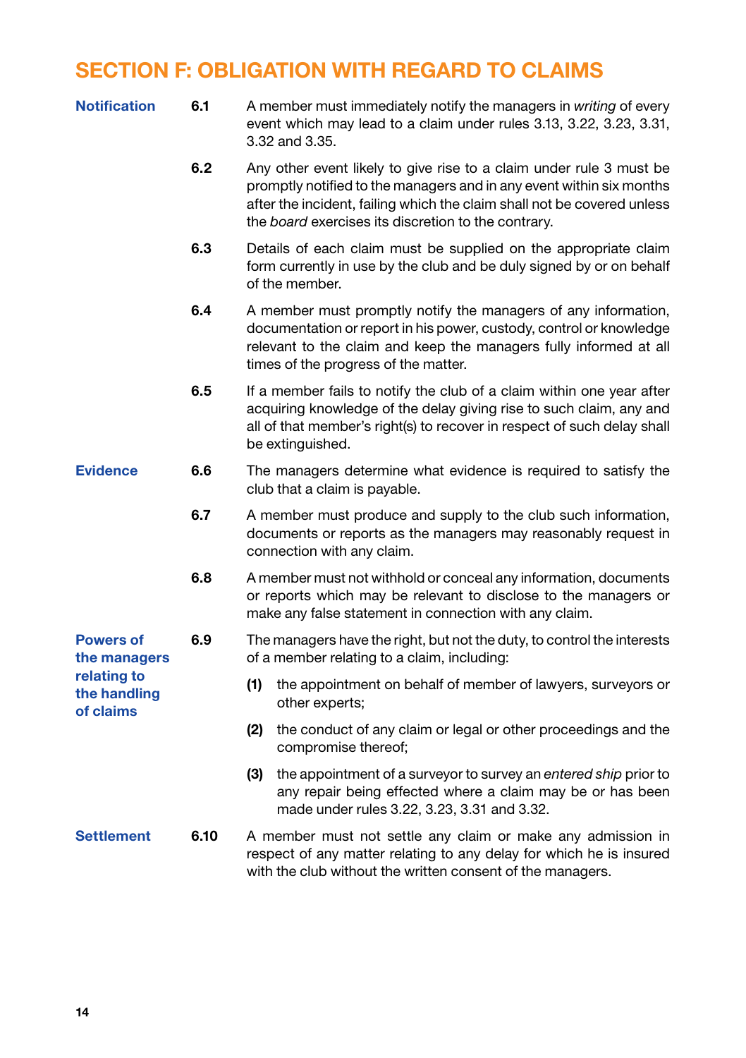# SECTION F: OBLIGATION WITH REGARD TO CLAIMS

**Notification**

**6.1** A member must immediately notify the managers in *writing* of every event which may lead to a claim under rules 3.13, 3.22, 3.23, 3.31, 3.32 and 3.35.

**6.2** Any other event likely to give rise to a claim under rule 3 must be promptly notified to the managers and in any event within six months after the incident, failing which the claim shall not be covered unless the *board* exercises its discretion to the contrary.

**6.3** Details of each claim must be supplied on the appropriate claim form currently in use by the club and be duly signed by or on behalf of the member.

**6.4** A member must promptly notify the managers of any information, documentation or report in his power, custody, control or knowledge relevant to the claim and keep the managers fully informed at all times of the progress of the matter.

**6.5** If a member fails to notify the club of a claim within one year after acquiring knowledge of the delay giving rise to such claim, any and all of that member's right(s) to recover in respect of such delay shall be extinguished.

**Evidence**

**6.6** The managers determine what evidence is required to satisfy the club that a claim is payable.

**6.7** A member must produce and supply to the club such information, documents or reports as the managers may reasonably request in connection with any claim.

**6.8** A member must not withhold or conceal any information, documents or reports which may be relevant to disclose to the managers or make any false statement in connection with any claim.

**Powers of the managers relating to the handling of claims**

**6.9** The managers have the right, but not the duty, to control the interests of a member relating to a claim, including:

**(1)** the appointment on behalf of member of lawyers, surveyors or other experts;

**(2)** the conduct of any claim or legal or other proceedings and the compromise thereof;

**(3)** the appointment of a surveyor to survey an *entered ship* prior to any repair being effected where a claim may be or has been made under rules 3.22, 3.23, 3.31 and 3.32.

**Settlement**

**6.10** A member must not settle any claim or make any admission in respect of any matter relating to any delay for which he is insured with the club without the written consent of the managers.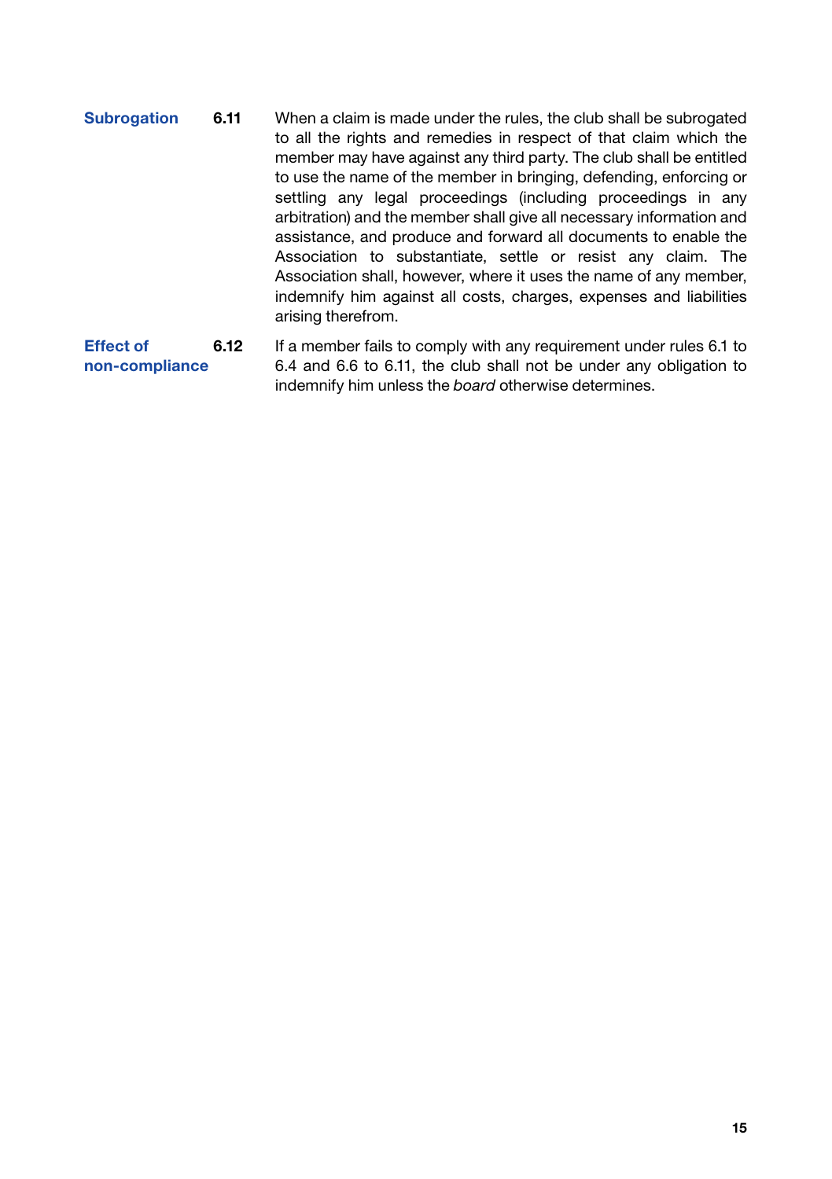**Subrogation**

**6.11** When a claim is made under the rules, the club shall be subrogated to all the rights and remedies in respect of that claim which the member may have against any third party. The club shall be entitled to use the name of the member in bringing, defending, enforcing or settling any legal proceedings (including proceedings in any arbitration) and the member shall give all necessary information and assistance, and produce and forward all documents to enable the Association to substantiate, settle or resist any claim. The Association shall, however, where it uses the name of any member, indemnify him against all costs, charges, expenses and liabilities arising therefrom.

**Effect of non-compliance**

**6.12** If a member fails to comply with any requirement under rules 6.1 to 6.4 and 6.6 to 6.11, the club shall not be under any obligation to indemnify him unless the *board* otherwise determines.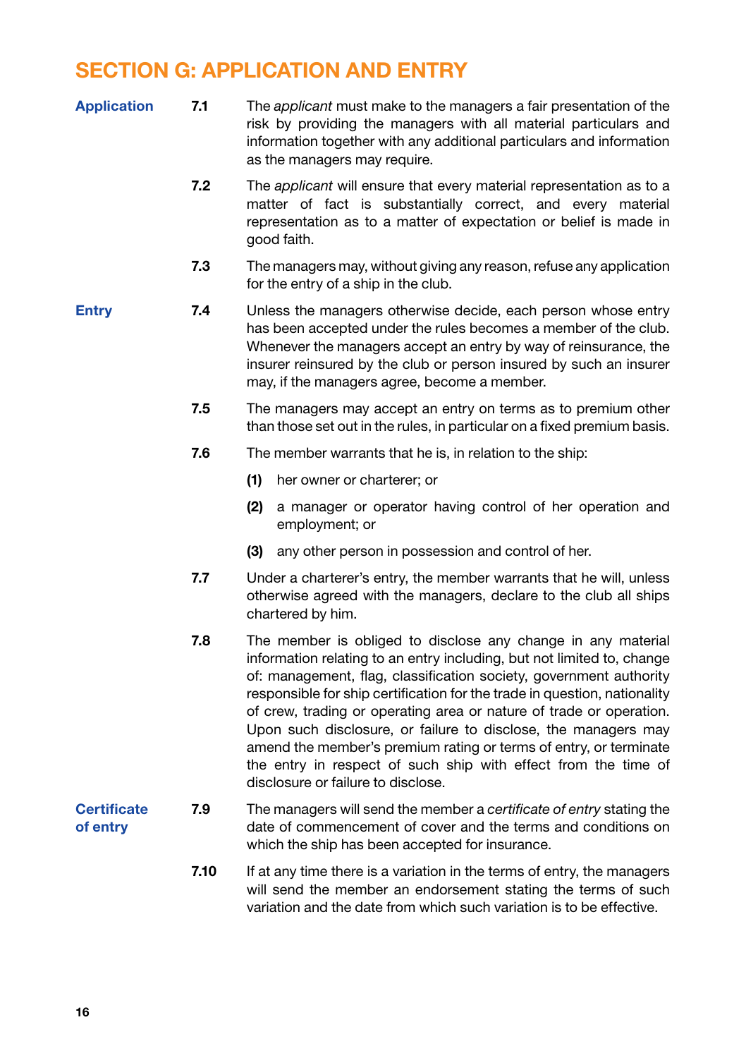# SECTION G: APPLICATION AND ENTRY

**Application**

**7.1** The *applicant* must make to the managers a fair presentation of the risk by providing the managers with all material particulars and information together with any additional particulars and information as the managers may require.

**7.2** The *applicant* will ensure that every material representation as to a matter of fact is substantially correct, and every material representation as to a matter of expectation or belief is made in good faith.

**7.3** The managers may, without giving any reason, refuse any application for the entry of a ship in the club.

**Entry**

**7.4** Unless the managers otherwise decide, each person whose entry has been accepted under the rules becomes a member of the club. Whenever the managers accept an entry by way of reinsurance, the insurer reinsured by the club or person insured by such an insurer may, if the managers agree, become a member.

**7.5** The managers may accept an entry on terms as to premium other than those set out in the rules, in particular on a fixed premium basis.

**7.6** The member warrants that he is, in relation to the ship:

**(1)** her owner or charterer; or

**(2)** a manager or operator having control of her operation and employment; or

**(3)** any other person in possession and control of her.

**7.7** Under a charterer's entry, the member warrants that he will, unless otherwise agreed with the managers, declare to the club all ships chartered by him.

**7.8** The member is obliged to disclose any change in any material information relating to an entry including, but not limited to, change of: management, flag, classification society, government authority responsible for ship certification for the trade in question, nationality of crew, trading or operating area or nature of trade or operation. Upon such disclosure, or failure to disclose, the managers may amend the member's premium rating or terms of entry, or terminate the entry in respect of such ship with effect from the time of disclosure or failure to disclose.

**Certificate of entry**

**7.9** The managers will send the member a *certificate of entry* stating the date of commencement of cover and the terms and conditions on which the ship has been accepted for insurance.

**7.10** If at any time there is a variation in the terms of entry, the managers will send the member an endorsement stating the terms of such variation and the date from which such variation is to be effective.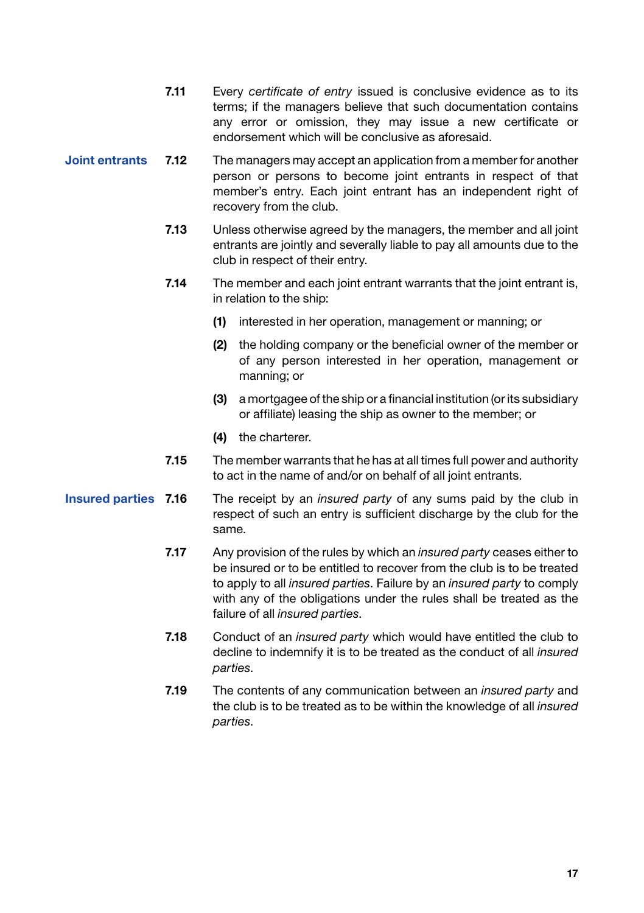**7.11** Every *certificate of entry* issued is conclusive evidence as to its terms; if the managers believe that such documentation contains any error or omission, they may issue a new certificate or endorsement which will be conclusive as aforesaid.

### Joint entrants

**7.12** The managers may accept an application from a member for another person or persons to become joint entrants in respect of that member's entry. Each joint entrant has an independent right of recovery from the club.

**7.13** Unless otherwise agreed by the managers, the member and all joint entrants are jointly and severally liable to pay all amounts due to the club in respect of their entry.

**7.14** The member and each joint entrant warrants that the joint entrant is, in relation to the ship:

- **(1)** interested in her operation, management or manning; or
- **(2)** the holding company or the beneficial owner of the member or of any person interested in her operation, management or manning; or
- **(3)** a mortgagee of the ship or a financial institution (or its subsidiary or affiliate) leasing the ship as owner to the member; or
- **(4)** the charterer.

**7.15** The member warrants that he has at all times full power and authority to act in the name of and/or on behalf of all joint entrants.

### Insured parties

**7.16** The receipt by an *insured party* of any sums paid by the club in respect of such an entry is sufficient discharge by the club for the same.

**7.17** Any provision of the rules by which an *insured party* ceases either to be insured or to be entitled to recover from the club is to be treated to apply to all *insured parties*. Failure by an *insured party* to comply with any of the obligations under the rules shall be treated as the failure of all *insured parties*.

**7.18** Conduct of an *insured party* which would have entitled the club to decline to indemnify it is to be treated as the conduct of all *insured parties*.

**7.19** The contents of any communication between an *insured party* and the club is to be treated as to be within the knowledge of all *insured parties*.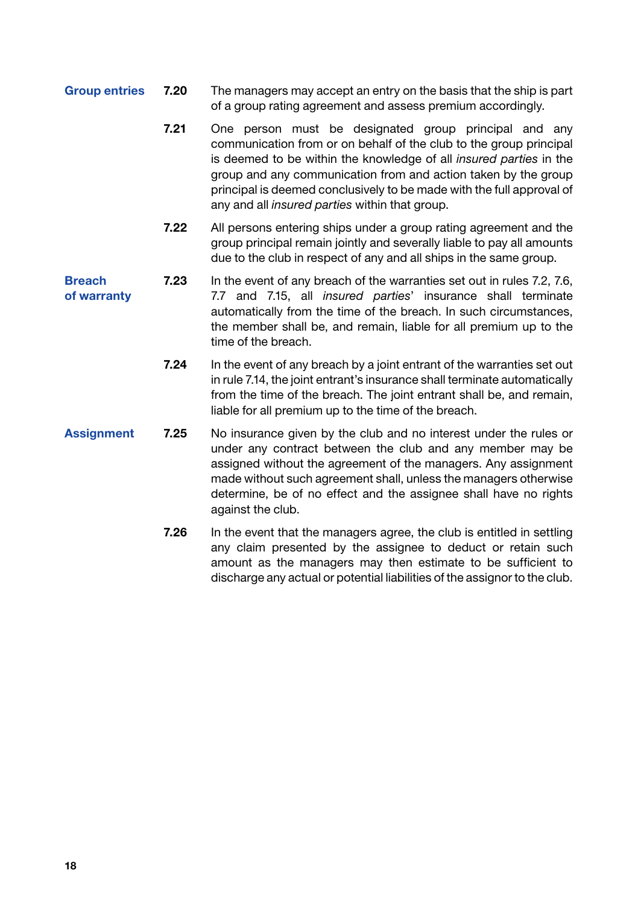**Group entries**

**7.20** The managers may accept an entry on the basis that the ship is part of a group rating agreement and assess premium accordingly.

**7.21** One person must be designated group principal and any communication from or on behalf of the club to the group principal is deemed to be within the knowledge of all *insured parties* in the group and any communication from and action taken by the group principal is deemed conclusively to be made with the full approval of any and all *insured parties* within that group.

**7.22** All persons entering ships under a group rating agreement and the group principal remain jointly and severally liable to pay all amounts due to the club in respect of any and all ships in the same group.

**Breach of warranty**

**7.23** In the event of any breach of the warranties set out in rules 7.2, 7.6, 7.7 and 7.15, all *insured parties*' insurance shall terminate automatically from the time of the breach. In such circumstances, the member shall be, and remain, liable for all premium up to the time of the breach.

**7.24** In the event of any breach by a joint entrant of the warranties set out in rule 7.14, the joint entrant's insurance shall terminate automatically from the time of the breach. The joint entrant shall be, and remain, liable for all premium up to the time of the breach.

**Assignment**

**7.25** No insurance given by the club and no interest under the rules or under any contract between the club and any member may be assigned without the agreement of the managers. Any assignment made without such agreement shall, unless the managers otherwise determine, be of no effect and the assignee shall have no rights against the club.

**7.26** In the event that the managers agree, the club is entitled in settling any claim presented by the assignee to deduct or retain such amount as the managers may then estimate to be sufficient to discharge any actual or potential liabilities of the assignor to the club.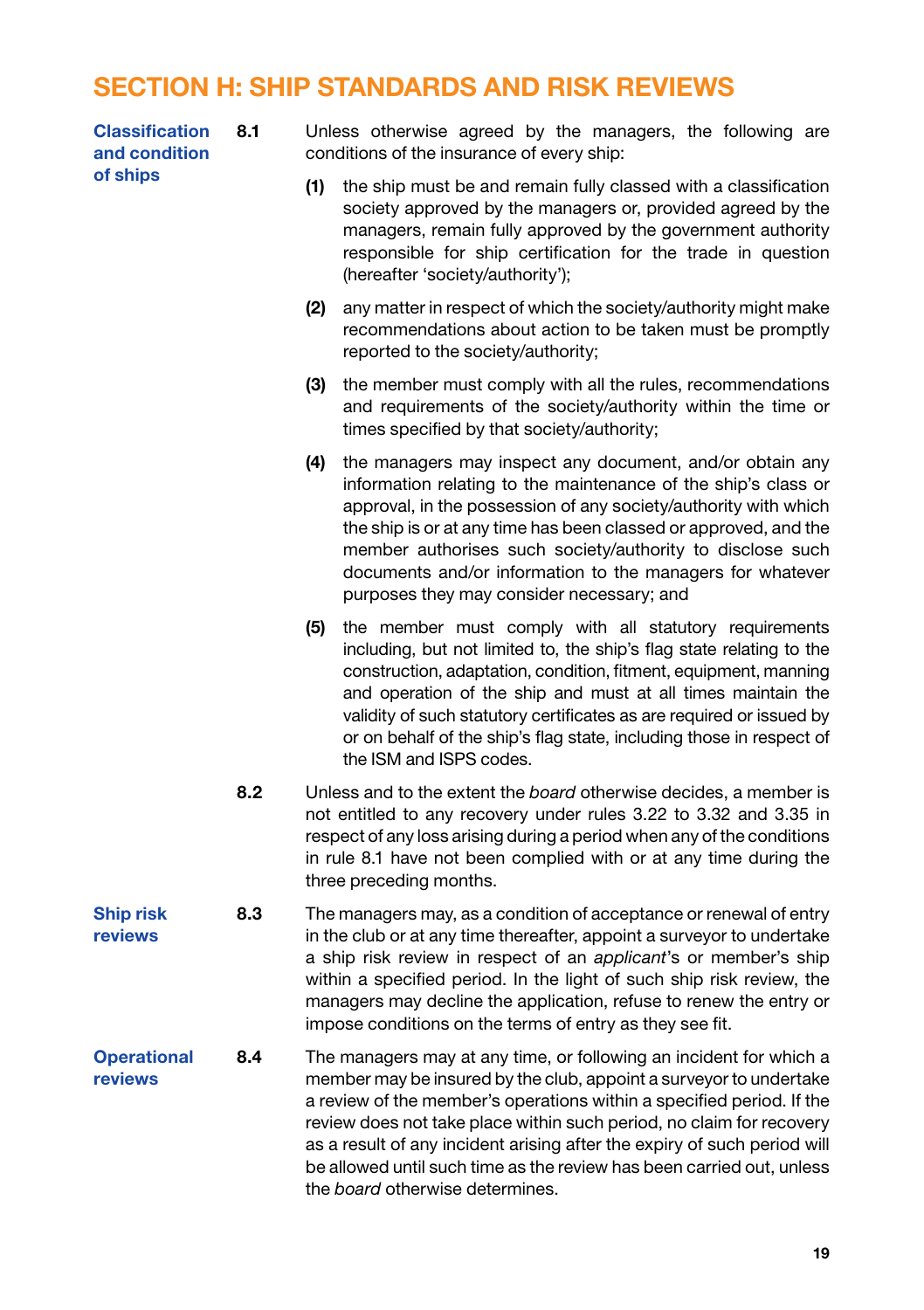# SECTION H: SHIP STANDARDS AND RISK REVIEWS

**Classification and condition of ships**

**8.1** Unless otherwise agreed by the managers, the following are conditions of the insurance of every ship:

**(1)** the ship must be and remain fully classed with a classification society approved by the managers or, provided agreed by the managers, remain fully approved by the government authority responsible for ship certification for the trade in question (hereafter 'society/authority');

**(2)** any matter in respect of which the society/authority might make recommendations about action to be taken must be promptly reported to the society/authority;

**(3)** the member must comply with all the rules, recommendations and requirements of the society/authority within the time or times specified by that society/authority;

**(4)** the managers may inspect any document, and/or obtain any information relating to the maintenance of the ship's class or approval, in the possession of any society/authority with which the ship is or at any time has been classed or approved, and the member authorises such society/authority to disclose such documents and/or information to the managers for whatever purposes they may consider necessary; and

**(5)** the member must comply with all statutory requirements including, but not limited to, the ship's flag state relating to the construction, adaptation, condition, fitment, equipment, manning and operation of the ship and must at all times maintain the validity of such statutory certificates as are required or issued by or on behalf of the ship's flag state, including those in respect of the ISM and ISPS codes.

**8.2** Unless and to the extent the *board* otherwise decides, a member is not entitled to any recovery under rules 3.22 to 3.32 and 3.35 in respect of any loss arising during a period when any of the conditions in rule 8.1 have not been complied with or at any time during the three preceding months.

**Ship risk reviews**

**8.3** The managers may, as a condition of acceptance or renewal of entry in the club or at any time thereafter, appoint a surveyor to undertake a ship risk review in respect of an *applicant*'s or member's ship within a specified period. In the light of such ship risk review, the managers may decline the application, refuse to renew the entry or impose conditions on the terms of entry as they see fit.

**Operational reviews**

**8.4** The managers may at any time, or following an incident for which a member may be insured by the club, appoint a surveyor to undertake a review of the member's operations within a specified period. If the review does not take place within such period, no claim for recovery as a result of any incident arising after the expiry of such period will be allowed until such time as the review has been carried out, unless the *board* otherwise determines.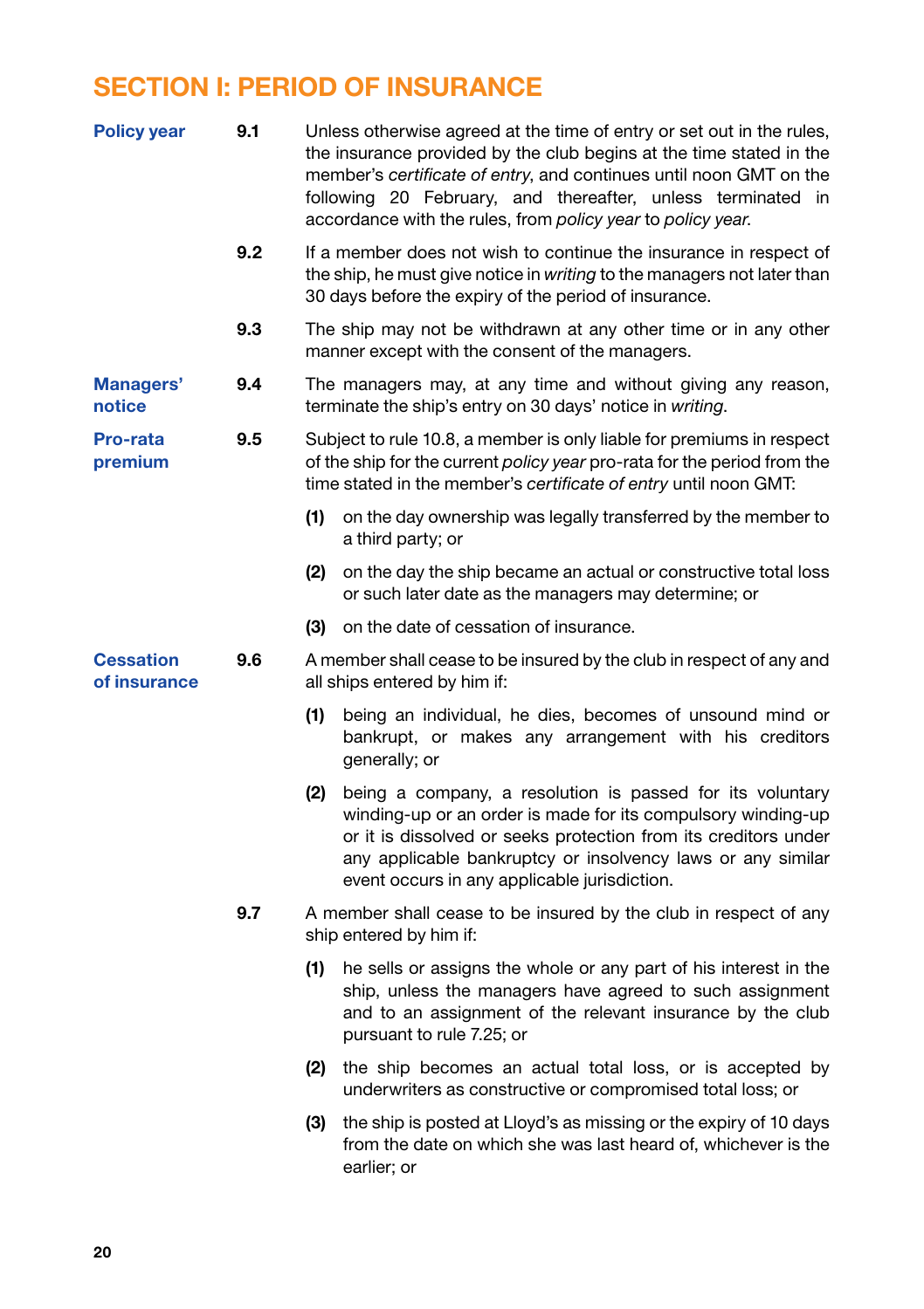# SECTION I: PERIOD OF INSURANCE

**Policy year**

**9.1** Unless otherwise agreed at the time of entry or set out in the rules, the insurance provided by the club begins at the time stated in the member's *certificate of entry*, and continues until noon GMT on the following 20 February, and thereafter, unless terminated in accordance with the rules, from *policy year* to *policy year*.

**9.2** If a member does not wish to continue the insurance in respect of the ship, he must give notice in *writing* to the managers not later than 30 days before the expiry of the period of insurance.

**9.3** The ship may not be withdrawn at any other time or in any other manner except with the consent of the managers.

**Managers' notice**

**9.4** The managers may, at any time and without giving any reason, terminate the ship's entry on 30 days' notice in *writing*.

**Pro-rata premium**

**9.5** Subject to rule 10.8, a member is only liable for premiums in respect of the ship for the current *policy year* pro-rata for the period from the time stated in the member's *certificate of entry* until noon GMT:

**(1)** on the day ownership was legally transferred by the member to a third party; or

**(2)** on the day the ship became an actual or constructive total loss or such later date as the managers may determine; or

**(3)** on the date of cessation of insurance.

**Cessation of insurance**

**9.6** A member shall cease to be insured by the club in respect of any and all ships entered by him if:

**(1)** being an individual, he dies, becomes of unsound mind or bankrupt, or makes any arrangement with his creditors generally; or

**(2)** being a company, a resolution is passed for its voluntary winding-up or an order is made for its compulsory winding-up or it is dissolved or seeks protection from its creditors under any applicable bankruptcy or insolvency laws or any similar event occurs in any applicable jurisdiction.

**9.7** A member shall cease to be insured by the club in respect of any ship entered by him if:

**(1)** he sells or assigns the whole or any part of his interest in the ship, unless the managers have agreed to such assignment and to an assignment of the relevant insurance by the club pursuant to rule 7.25; or

**(2)** the ship becomes an actual total loss, or is accepted by underwriters as constructive or compromised total loss; or

**(3)** the ship is posted at Lloyd's as missing or the expiry of 10 days from the date on which she was last heard of, whichever is the earlier; or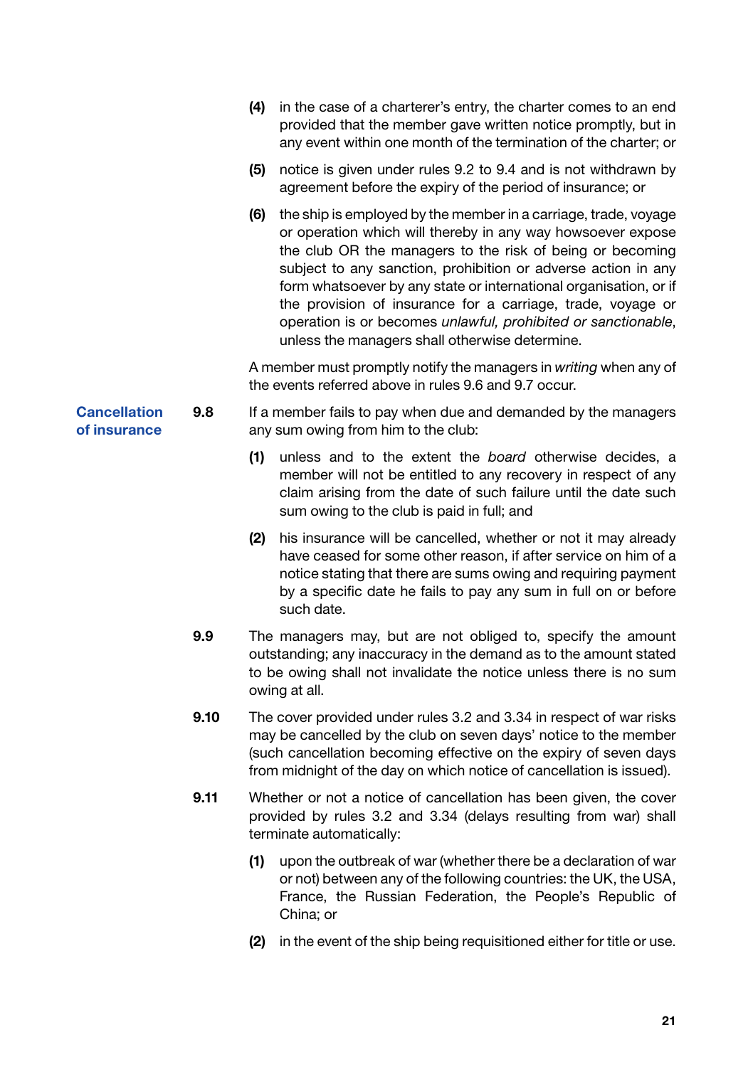(4) in the case of a charterer's entry, the charter comes to an end provided that the member gave written notice promptly, but in any event within one month of the termination of the charter; or

(5) notice is given under rules 9.2 to 9.4 and is not withdrawn by agreement before the expiry of the period of insurance; or

(6) the ship is employed by the member in a carriage, trade, voyage or operation which will thereby in any way howsoever expose the club OR the managers to the risk of being or becoming subject to any sanction, prohibition or adverse action in any form whatsoever by any state or international organisation, or if the provision of insurance for a carriage, trade, voyage or operation is or becomes *unlawful, prohibited or sanctionable*, unless the managers shall otherwise determine.

A member must promptly notify the managers in *writing* when any of the events referred above in rules 9.6 and 9.7 occur.

**Cancellation of insurance**

**9.8** If a member fails to pay when due and demanded by the managers any sum owing from him to the club:

(1) unless and to the extent the *board* otherwise decides, a member will not be entitled to any recovery in respect of any claim arising from the date of such failure until the date such sum owing to the club is paid in full; and

(2) his insurance will be cancelled, whether or not it may already have ceased for some other reason, if after service on him of a notice stating that there are sums owing and requiring payment by a specific date he fails to pay any sum in full on or before such date.

**9.9** The managers may, but are not obliged to, specify the amount outstanding; any inaccuracy in the demand as to the amount stated to be owing shall not invalidate the notice unless there is no sum owing at all.

**9.10** The cover provided under rules 3.2 and 3.34 in respect of war risks may be cancelled by the club on seven days' notice to the member (such cancellation becoming effective on the expiry of seven days from midnight of the day on which notice of cancellation is issued).

**9.11** Whether or not a notice of cancellation has been given, the cover provided by rules 3.2 and 3.34 (delays resulting from war) shall terminate automatically:

(1) upon the outbreak of war (whether there be a declaration of war or not) between any of the following countries: the UK, the USA, France, the Russian Federation, the People's Republic of China; or

(2) in the event of the ship being requisitioned either for title or use.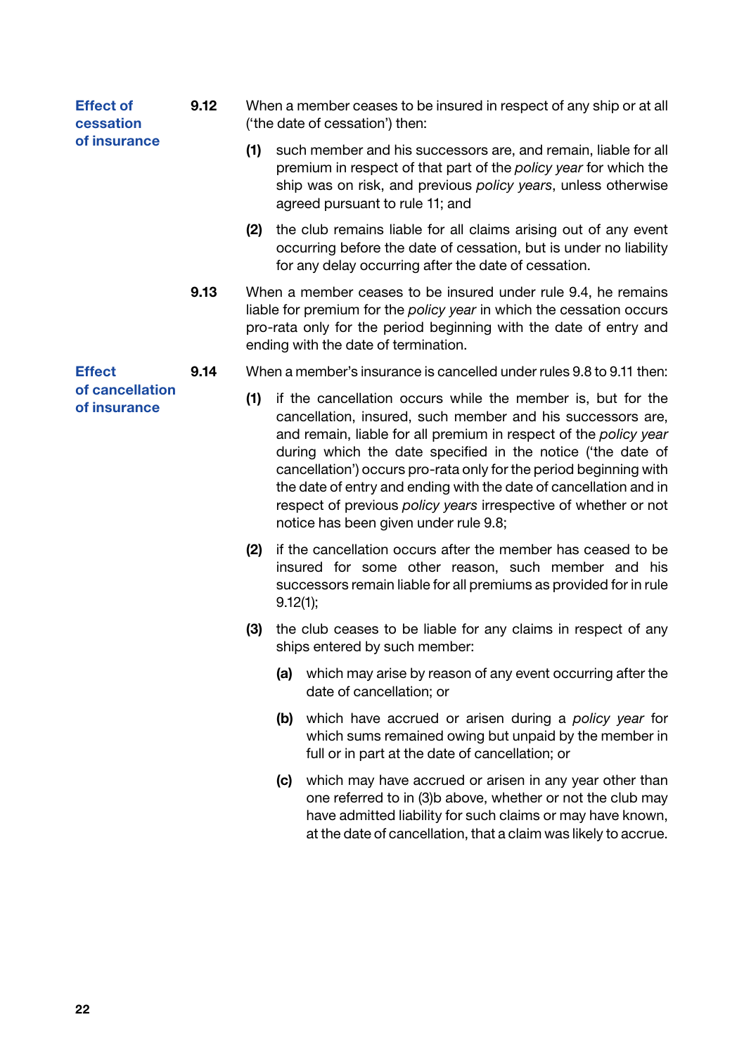**Effect of cessation of insurance**

**9.12** When a member ceases to be insured in respect of any ship or at all ('the date of cessation') then:

**(1)** such member and his successors are, and remain, liable for all premium in respect of that part of the *policy year* for which the ship was on risk, and previous *policy years*, unless otherwise agreed pursuant to rule 11; and

**(2)** the club remains liable for all claims arising out of any event occurring before the date of cessation, but is under no liability for any delay occurring after the date of cessation.

**9.13** When a member ceases to be insured under rule 9.4, he remains liable for premium for the *policy year* in which the cessation occurs pro-rata only for the period beginning with the date of entry and ending with the date of termination.

**Effect of cancellation of insurance**

**9.14** When a member's insurance is cancelled under rules 9.8 to 9.11 then:

**(1)** if the cancellation occurs while the member is, but for the cancellation, insured, such member and his successors are, and remain, liable for all premium in respect of the *policy year* during which the date specified in the notice ('the date of cancellation') occurs pro-rata only for the period beginning with the date of entry and ending with the date of cancellation and in respect of previous *policy years* irrespective of whether or not notice has been given under rule 9.8;

**(2)** if the cancellation occurs after the member has ceased to be insured for some other reason, such member and his successors remain liable for all premiums as provided for in rule 9.12(1);

**(3)** the club ceases to be liable for any claims in respect of any ships entered by such member:

**(a)** which may arise by reason of any event occurring after the date of cancellation; or

**(b)** which have accrued or arisen during a *policy year* for which sums remained owing but unpaid by the member in full or in part at the date of cancellation; or

**(c)** which may have accrued or arisen in any year other than one referred to in (3)b above, whether or not the club may have admitted liability for such claims or may have known, at the date of cancellation, that a claim was likely to accrue.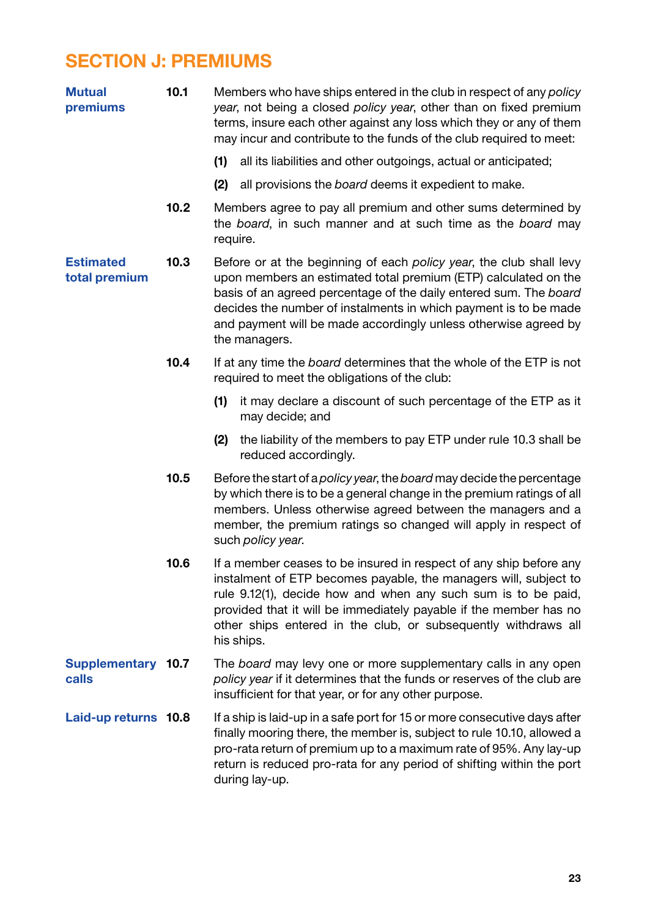# SECTION J: PREMIUMS

**Mutual premiums**

**10.1** Members who have ships entered in the club in respect of any *policy year*, not being a closed *policy year*, other than on fixed premium terms, insure each other against any loss which they or any of them may incur and contribute to the funds of the club required to meet:

**(1)** all its liabilities and other outgoings, actual or anticipated;

**(2)** all provisions the *board* deems it expedient to make.

**10.2** Members agree to pay all premium and other sums determined by the *board*, in such manner and at such time as the *board* may require.

**Estimated total premium**

**10.3** Before or at the beginning of each *policy year*, the club shall levy upon members an estimated total premium (ETP) calculated on the basis of an agreed percentage of the daily entered sum. The *board* decides the number of instalments in which payment is to be made and payment will be made accordingly unless otherwise agreed by the managers.

**10.4** If at any time the *board* determines that the whole of the ETP is not required to meet the obligations of the club:

**(1)** it may declare a discount of such percentage of the ETP as it may decide; and

**(2)** the liability of the members to pay ETP under rule 10.3 shall be reduced accordingly.

**10.5** Before the start of a *policy year*, the *board* may decide the percentage by which there is to be a general change in the premium ratings of all members. Unless otherwise agreed between the managers and a member, the premium ratings so changed will apply in respect of such *policy year*.

**10.6** If a member ceases to be insured in respect of any ship before any instalment of ETP becomes payable, the managers will, subject to rule 9.12(1), decide how and when any such sum is to be paid, provided that it will be immediately payable if the member has no other ships entered in the club, or subsequently withdraws all his ships.

**Supplementary calls**

**10.7** The *board* may levy one or more supplementary calls in any open *policy year* if it determines that the funds or reserves of the club are insufficient for that year, or for any other purpose.

**Laid-up returns**

**10.8** If a ship is laid-up in a safe port for 15 or more consecutive days after finally mooring there, the member is, subject to rule 10.10, allowed a pro-rata return of premium up to a maximum rate of 95%. Any lay-up return is reduced pro-rata for any period of shifting within the port during lay-up.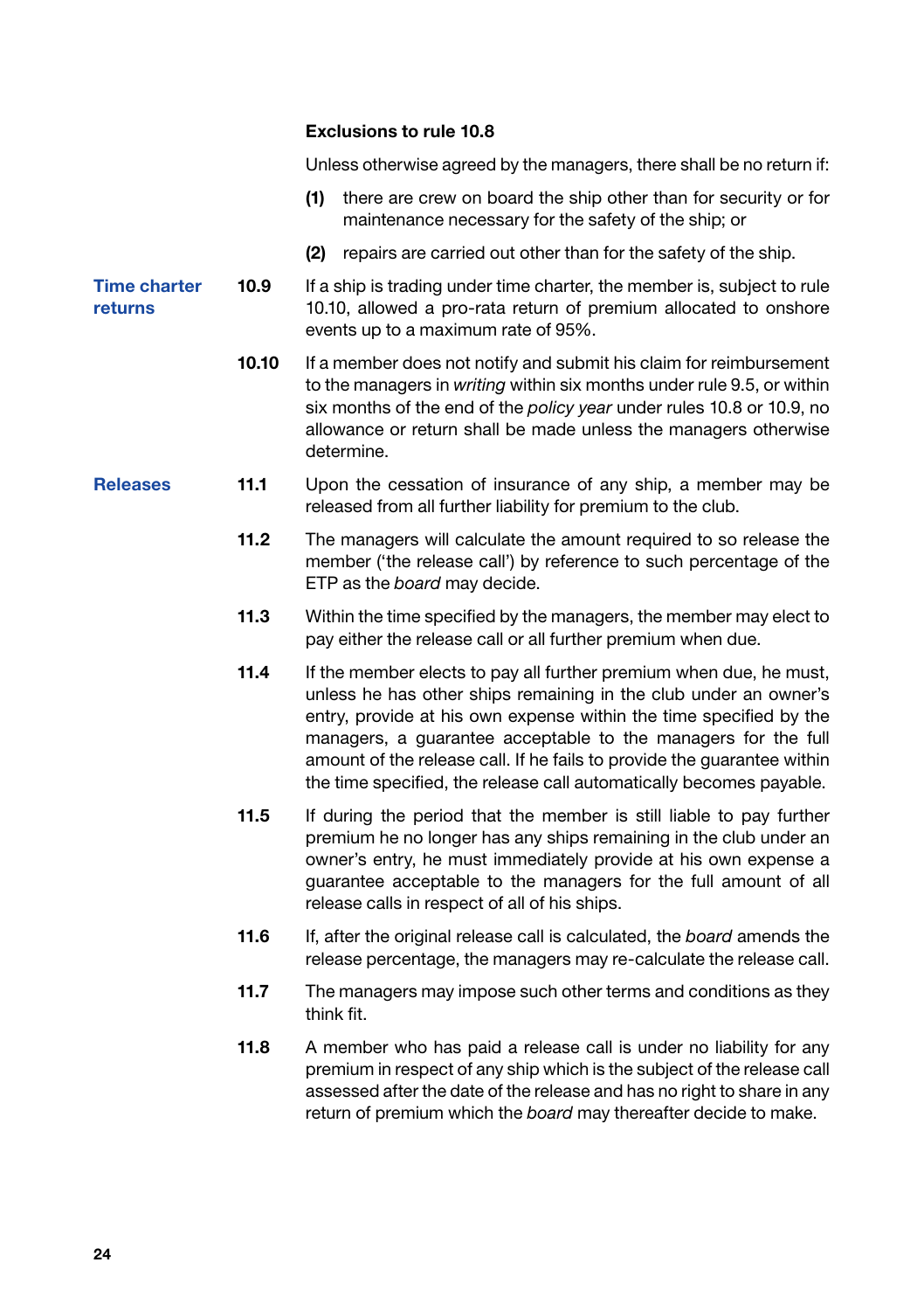**Exclusions to rule 10.8**

Unless otherwise agreed by the managers, there shall be no return if:

**(1)** there are crew on board the ship other than for security or for maintenance necessary for the safety of the ship; or

**(2)** repairs are carried out other than for the safety of the ship.

### Time charter returns

**10.9** If a ship is trading under time charter, the member is, subject to rule 10.10, allowed a pro-rata return of premium allocated to onshore events up to a maximum rate of 95%.

**10.10** If a member does not notify and submit his claim for reimbursement to the managers in *writing* within six months under rule 9.5, or within six months of the end of the *policy year* under rules 10.8 or 10.9, no allowance or return shall be made unless the managers otherwise determine.

### Releases

**11.1** Upon the cessation of insurance of any ship, a member may be released from all further liability for premium to the club.

**11.2** The managers will calculate the amount required to so release the member ('the release call') by reference to such percentage of the ETP as the *board* may decide.

**11.3** Within the time specified by the managers, the member may elect to pay either the release call or all further premium when due.

**11.4** If the member elects to pay all further premium when due, he must, unless he has other ships remaining in the club under an owner's entry, provide at his own expense within the time specified by the managers, a guarantee acceptable to the managers for the full amount of the release call. If he fails to provide the guarantee within the time specified, the release call automatically becomes payable.

**11.5** If during the period that the member is still liable to pay further premium he no longer has any ships remaining in the club under an owner's entry, he must immediately provide at his own expense a guarantee acceptable to the managers for the full amount of all release calls in respect of all of his ships.

**11.6** If, after the original release call is calculated, the *board* amends the release percentage, the managers may re-calculate the release call.

**11.7** The managers may impose such other terms and conditions as they think fit.

**11.8** A member who has paid a release call is under no liability for any premium in respect of any ship which is the subject of the release call assessed after the date of the release and has no right to share in any return of premium which the *board* may thereafter decide to make.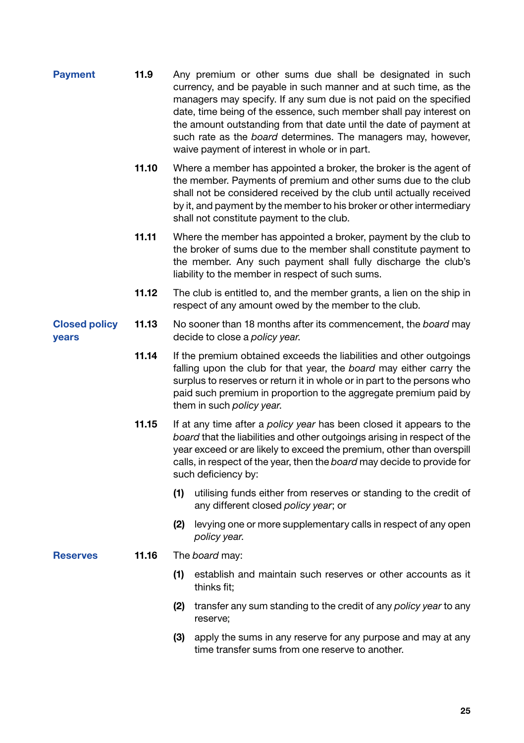**Payment**

**11.9** Any premium or other sums due shall be designated in such currency, and be payable in such manner and at such time, as the managers may specify. If any sum due is not paid on the specified date, time being of the essence, such member shall pay interest on the amount outstanding from that date until the date of payment at such rate as the *board* determines. The managers may, however, waive payment of interest in whole or in part.

**11.10** Where a member has appointed a broker, the broker is the agent of the member. Payments of premium and other sums due to the club shall not be considered received by the club until actually received by it, and payment by the member to his broker or other intermediary shall not constitute payment to the club.

**11.11** Where the member has appointed a broker, payment by the club to the broker of sums due to the member shall constitute payment to the member. Any such payment shall fully discharge the club's liability to the member in respect of such sums.

**11.12** The club is entitled to, and the member grants, a lien on the ship in respect of any amount owed by the member to the club.

**Closed policy years**

**11.13** No sooner than 18 months after its commencement, the *board* may decide to close a *policy year*.

**11.14** If the premium obtained exceeds the liabilities and other outgoings falling upon the club for that year, the *board* may either carry the surplus to reserves or return it in whole or in part to the persons who paid such premium in proportion to the aggregate premium paid by them in such *policy year*.

**11.15** If at any time after a *policy year* has been closed it appears to the *board* that the liabilities and other outgoings arising in respect of the year exceed or are likely to exceed the premium, other than overspill calls, in respect of the year, then the *board* may decide to provide for such deficiency by:

**(1)** utilising funds either from reserves or standing to the credit of any different closed *policy year*; or

**(2)** levying one or more supplementary calls in respect of any open *policy year*.

**Reserves**

**11.16** The *board* may:

**(1)** establish and maintain such reserves or other accounts as it thinks fit;

**(2)** transfer any sum standing to the credit of any *policy year* to any reserve;

**(3)** apply the sums in any reserve for any purpose and may at any time transfer sums from one reserve to another.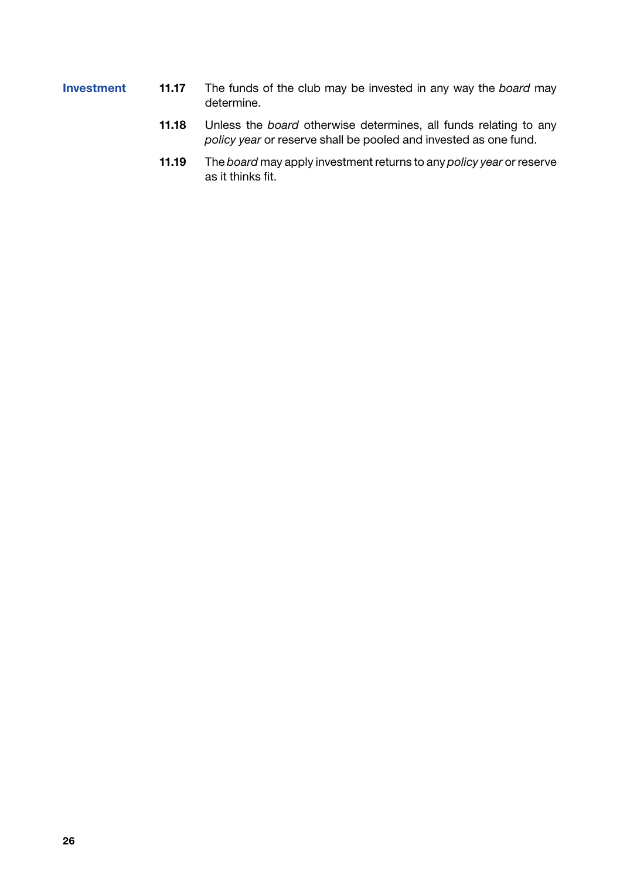**Investment**

**11.17** The funds of the club may be invested in any way the *board* may determine.

**11.18** Unless the *board* otherwise determines, all funds relating to any *policy year* or reserve shall be pooled and invested as one fund.

**11.19** The *board* may apply investment returns to any *policy year* or reserve as it thinks fit.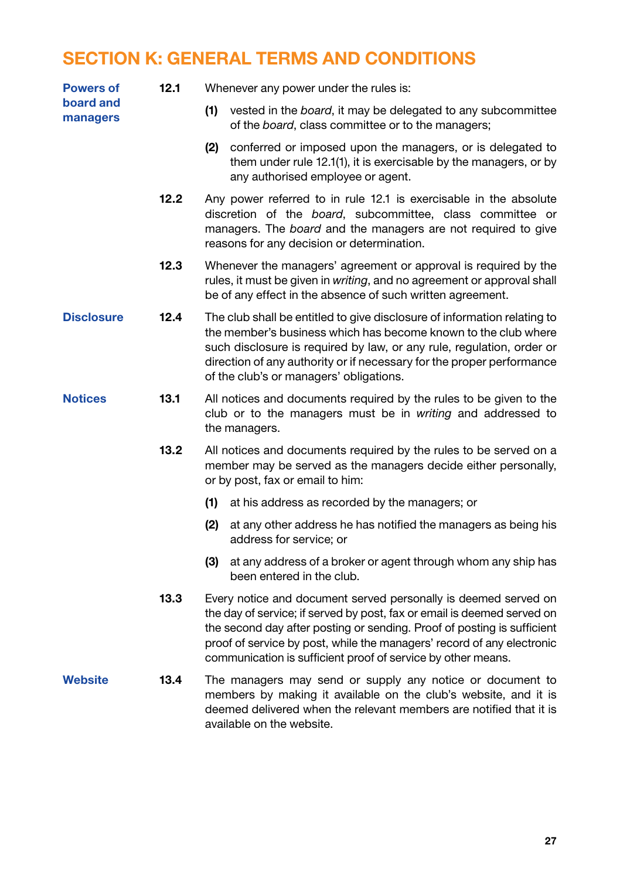# SECTION K: GENERAL TERMS AND CONDITIONS

**Powers of board and managers**

**12.1** Whenever any power under the rules is:

**(1)** vested in the *board*, it may be delegated to any subcommittee of the *board*, class committee or to the managers;

**(2)** conferred or imposed upon the managers, or is delegated to them under rule 12.1(1), it is exercisable by the managers, or by any authorised employee or agent.

**12.2** Any power referred to in rule 12.1 is exercisable in the absolute discretion of the *board*, subcommittee, class committee or managers. The *board* and the managers are not required to give reasons for any decision or determination.

**12.3** Whenever the managers' agreement or approval is required by the rules, it must be given in *writing*, and no agreement or approval shall be of any effect in the absence of such written agreement.

**Disclosure**

**12.4** The club shall be entitled to give disclosure of information relating to the member's business which has become known to the club where such disclosure is required by law, or any rule, regulation, order or direction of any authority or if necessary for the proper performance of the club's or managers' obligations.

**Notices**

**13.1** All notices and documents required by the rules to be given to the club or to the managers must be in *writing* and addressed to the managers.

**13.2** All notices and documents required by the rules to be served on a member may be served as the managers decide either personally, or by post, fax or email to him:

**(1)** at his address as recorded by the managers; or

**(2)** at any other address he has notified the managers as being his address for service; or

**(3)** at any address of a broker or agent through whom any ship has been entered in the club.

**13.3** Every notice and document served personally is deemed served on the day of service; if served by post, fax or email is deemed served on the second day after posting or sending. Proof of posting is sufficient proof of service by post, while the managers' record of any electronic communication is sufficient proof of service by other means.

**Website**

**13.4** The managers may send or supply any notice or document to members by making it available on the club's website, and it is deemed delivered when the relevant members are notified that it is available on the website.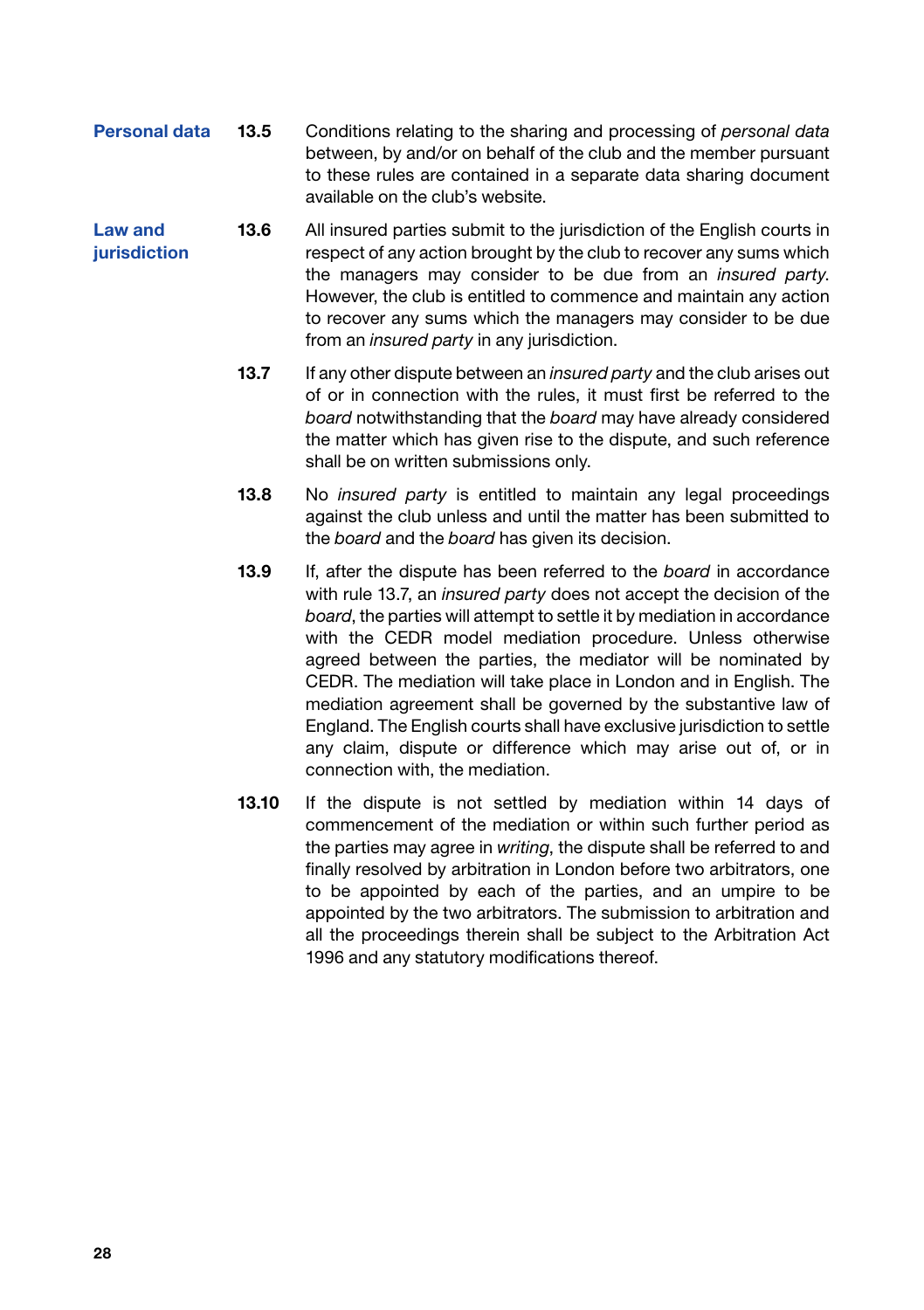**Personal data**

**13.5** Conditions relating to the sharing and processing of *personal data* between, by and/or on behalf of the club and the member pursuant to these rules are contained in a separate data sharing document available on the club's website.

**Law and jurisdiction**

**13.6** All insured parties submit to the jurisdiction of the English courts in respect of any action brought by the club to recover any sums which the managers may consider to be due from an *insured party*. However, the club is entitled to commence and maintain any action to recover any sums which the managers may consider to be due from an *insured party* in any jurisdiction.

**13.7** If any other dispute between an *insured party* and the club arises out of or in connection with the rules, it must first be referred to the *board* notwithstanding that the *board* may have already considered the matter which has given rise to the dispute, and such reference shall be on written submissions only.

**13.8** No *insured party* is entitled to maintain any legal proceedings against the club unless and until the matter has been submitted to the *board* and the *board* has given its decision.

**13.9** If, after the dispute has been referred to the *board* in accordance with rule 13.7, an *insured party* does not accept the decision of the *board*, the parties will attempt to settle it by mediation in accordance with the CEDR model mediation procedure. Unless otherwise agreed between the parties, the mediator will be nominated by CEDR. The mediation will take place in London and in English. The mediation agreement shall be governed by the substantive law of England. The English courts shall have exclusive jurisdiction to settle any claim, dispute or difference which may arise out of, or in connection with, the mediation.

**13.10** If the dispute is not settled by mediation within 14 days of commencement of the mediation or within such further period as the parties may agree in *writing*, the dispute shall be referred to and finally resolved by arbitration in London before two arbitrators, one to be appointed by each of the parties, and an umpire to be appointed by the two arbitrators. The submission to arbitration and all the proceedings therein shall be subject to the Arbitration Act 1996 and any statutory modifications thereof.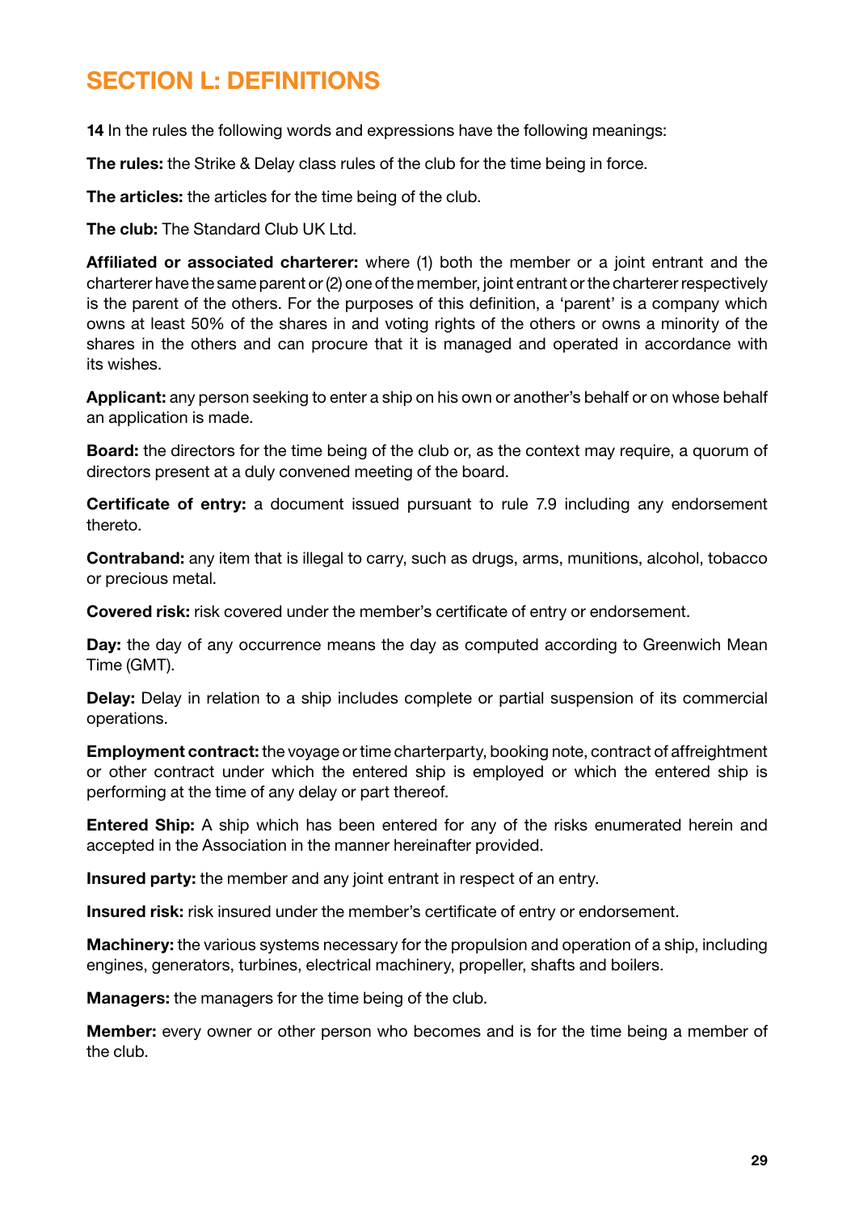# SECTION L: DEFINITIONS

**14** In the rules the following words and expressions have the following meanings:

**The rules:** the Strike & Delay class rules of the club for the time being in force.

**The articles:** the articles for the time being of the club.

**The club:** The Standard Club UK Ltd.

**Affiliated or associated charterer:** where (1) both the member or a joint entrant and the charterer have the same parent or (2) one of the member, joint entrant or the charterer respectively is the parent of the others. For the purposes of this definition, a 'parent' is a company which owns at least 50% of the shares in and voting rights of the others or owns a minority of the shares in the others and can procure that it is managed and operated in accordance with its wishes.

**Applicant:** any person seeking to enter a ship on his own or another's behalf or on whose behalf an application is made.

**Board:** the directors for the time being of the club or, as the context may require, a quorum of directors present at a duly convened meeting of the board.

**Certificate of entry:** a document issued pursuant to rule 7.9 including any endorsement thereto.

**Contraband:** any item that is illegal to carry, such as drugs, arms, munitions, alcohol, tobacco or precious metal.

**Covered risk:** risk covered under the member's certificate of entry or endorsement.

**Day:** the day of any occurrence means the day as computed according to Greenwich Mean Time (GMT).

**Delay:** Delay in relation to a ship includes complete or partial suspension of its commercial operations.

**Employment contract:** the voyage or time charterparty, booking note, contract of affreightment or other contract under which the entered ship is employed or which the entered ship is performing at the time of any delay or part thereof.

**Entered Ship:** A ship which has been entered for any of the risks enumerated herein and accepted in the Association in the manner hereinafter provided.

**Insured party:** the member and any joint entrant in respect of an entry.

**Insured risk:** risk insured under the member's certificate of entry or endorsement.

**Machinery:** the various systems necessary for the propulsion and operation of a ship, including engines, generators, turbines, electrical machinery, propeller, shafts and boilers.

**Managers:** the managers for the time being of the club.

**Member:** every owner or other person who becomes and is for the time being a member of the club.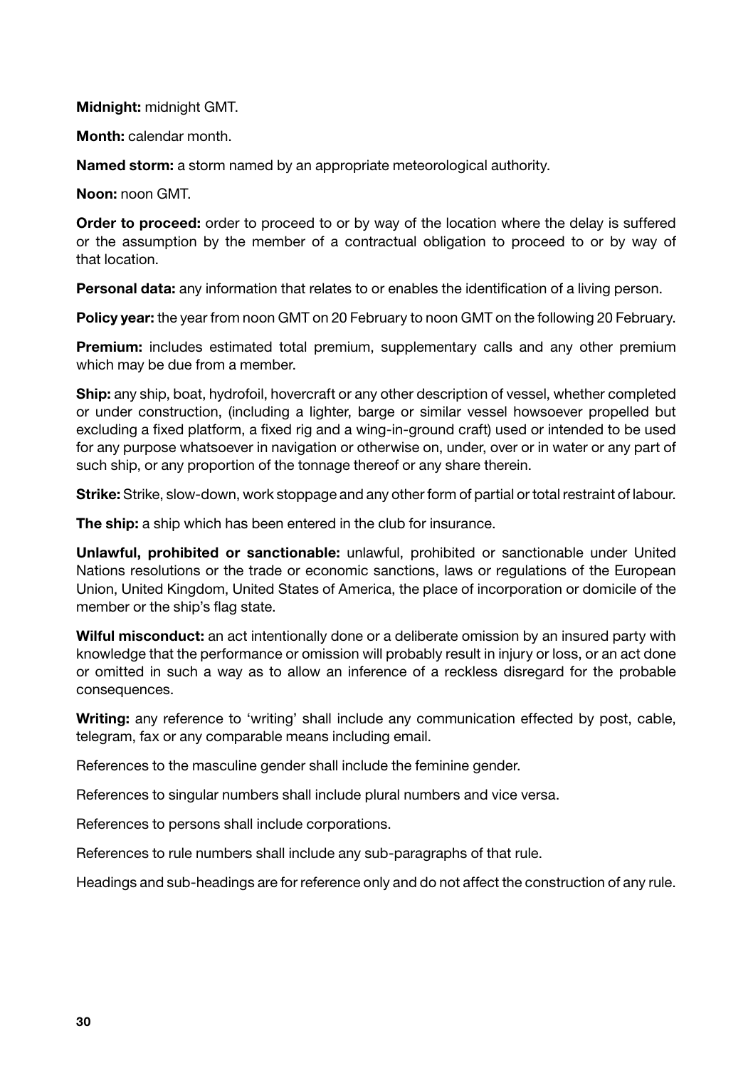**Midnight:** midnight GMT.

**Month:** calendar month.

**Named storm:** a storm named by an appropriate meteorological authority.

**Noon:** noon GMT.

**Order to proceed:** order to proceed to or by way of the location where the delay is suffered or the assumption by the member of a contractual obligation to proceed to or by way of that location.

**Personal data:** any information that relates to or enables the identification of a living person.

**Policy year:** the year from noon GMT on 20 February to noon GMT on the following 20 February.

**Premium:** includes estimated total premium, supplementary calls and any other premium which may be due from a member.

**Ship:** any ship, boat, hydrofoil, hovercraft or any other description of vessel, whether completed or under construction, (including a lighter, barge or similar vessel howsoever propelled but excluding a fixed platform, a fixed rig and a wing-in-ground craft) used or intended to be used for any purpose whatsoever in navigation or otherwise on, under, over or in water or any part of such ship, or any proportion of the tonnage thereof or any share therein.

**Strike:** Strike, slow-down, work stoppage and any other form of partial or total restraint of labour.

**The ship:** a ship which has been entered in the club for insurance.

**Unlawful, prohibited or sanctionable:** unlawful, prohibited or sanctionable under United Nations resolutions or the trade or economic sanctions, laws or regulations of the European Union, United Kingdom, United States of America, the place of incorporation or domicile of the member or the ship's flag state.

**Wilful misconduct:** an act intentionally done or a deliberate omission by an insured party with knowledge that the performance or omission will probably result in injury or loss, or an act done or omitted in such a way as to allow an inference of a reckless disregard for the probable consequences.

**Writing:** any reference to 'writing' shall include any communication effected by post, cable, telegram, fax or any comparable means including email.

References to the masculine gender shall include the feminine gender.

References to singular numbers shall include plural numbers and vice versa.

References to persons shall include corporations.

References to rule numbers shall include any sub-paragraphs of that rule.

Headings and sub-headings are for reference only and do not affect the construction of any rule.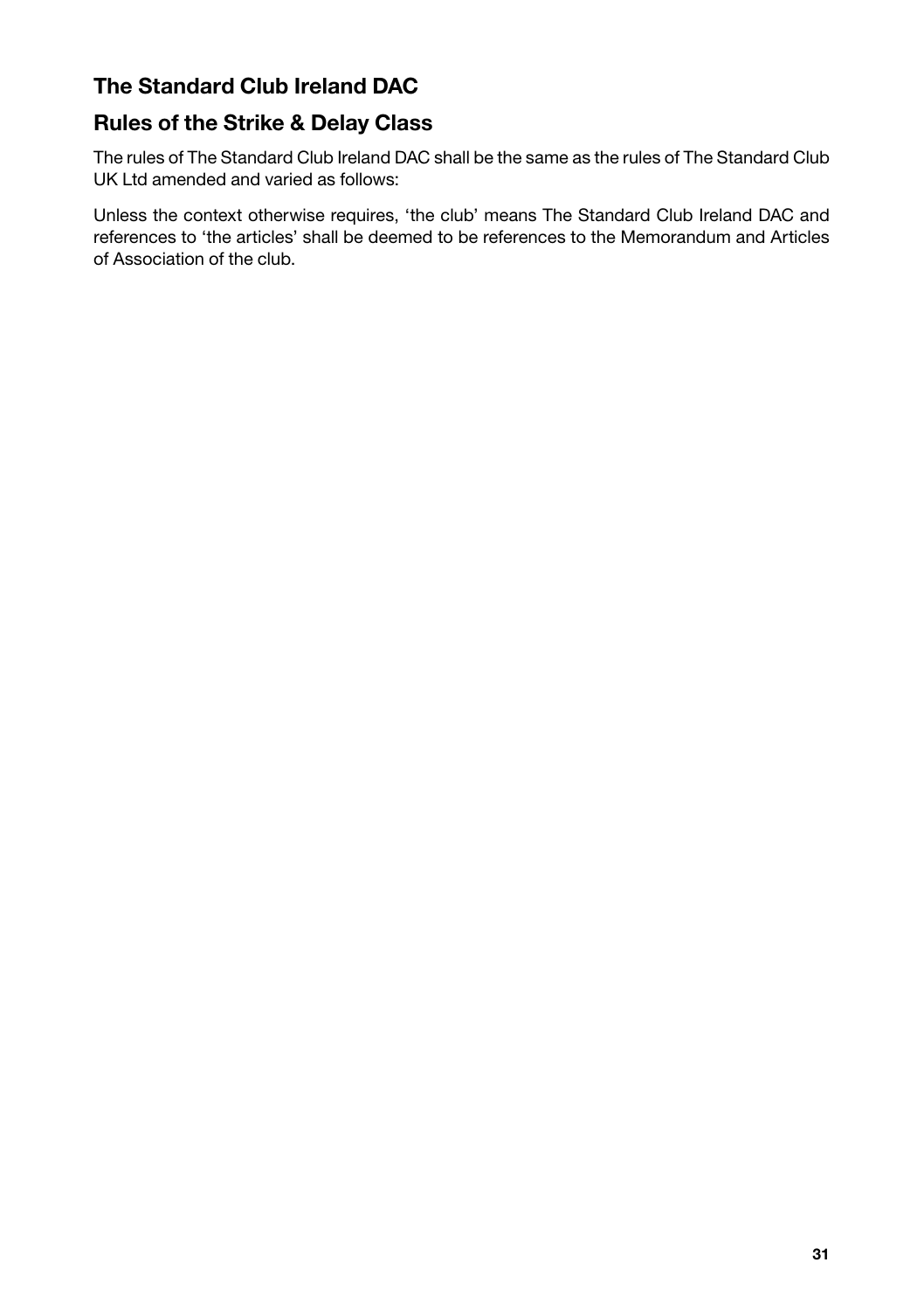## The Standard Club Ireland DAC

## Rules of the Strike & Delay Class

The rules of The Standard Club Ireland DAC shall be the same as the rules of The Standard Club UK Ltd amended and varied as follows:

Unless the context otherwise requires, 'the club' means The Standard Club Ireland DAC and references to 'the articles' shall be deemed to be references to the Memorandum and Articles of Association of the club.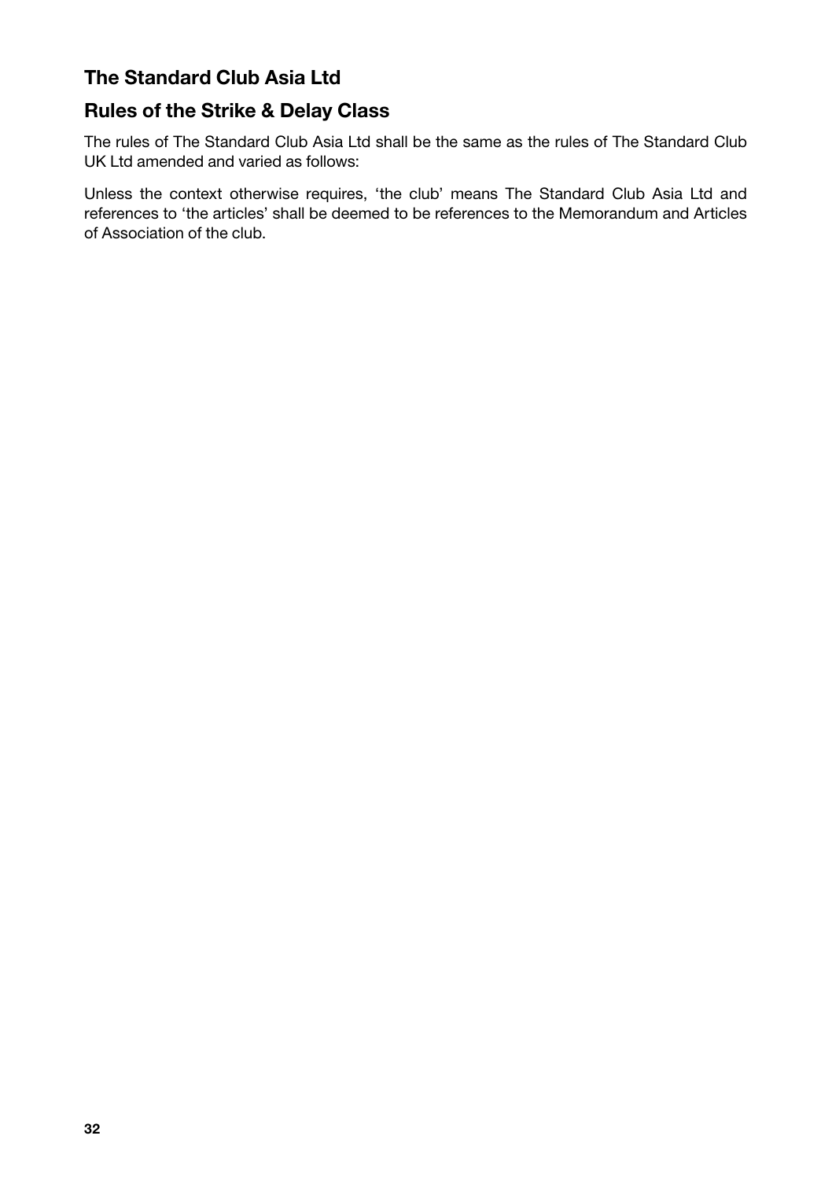## The Standard Club Asia Ltd

## Rules of the Strike & Delay Class

The rules of The Standard Club Asia Ltd shall be the same as the rules of The Standard Club UK Ltd amended and varied as follows:

Unless the context otherwise requires, 'the club' means The Standard Club Asia Ltd and references to 'the articles' shall be deemed to be references to the Memorandum and Articles of Association of the club.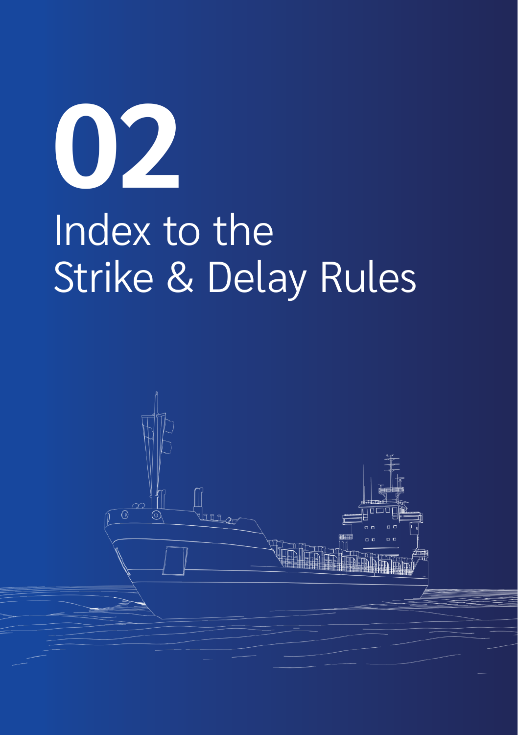# 02

# Index to the Strike & Delay Rules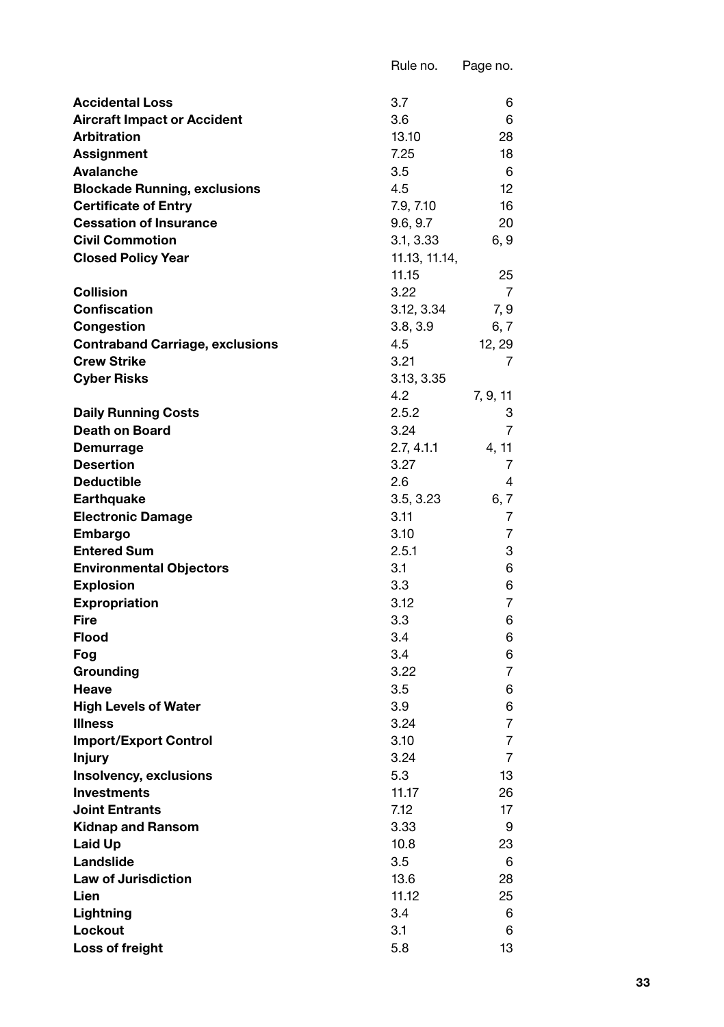| | Rule no. | Page no. |
|---|---|---|
| **Accidental Loss** | 3.7 | 6 |
| **Aircraft Impact or Accident** | 3.6 | 6 |
| **Arbitration** | 13.10 | 28 |
| **Assignment** | 7.25 | 18 |
| **Avalanche** | 3.5 | 6 |
| **Blockade Running, exclusions** | 4.5 | 12 |
| **Certificate of Entry** | 7.9, 7.10 | 16 |
| **Cessation of Insurance** | 9.6, 9.7 | 20 |
| **Civil Commotion** | 3.1, 3.33 | 6, 9 |
| **Closed Policy Year** | 11.13, 11.14, 11.15 | 25 |
| **Collision** | 3.22 | 7 |
| **Confiscation** | 3.12, 3.34 | 7, 9 |
| **Congestion** | 3.8, 3.9 | 6, 7 |
| **Contraband Carriage, exclusions** | 4.5 | 12, 29 |
| **Crew Strike** | 3.21 | 7 |
| **Cyber Risks** | 3.13, 3.35 4.2 | 7, 9, 11 |
| **Daily Running Costs** | 2.5.2 | 3 |
| **Death on Board** | 3.24 | 7 |
| **Demurrage** | 2.7, 4.1.1 | 4, 11 |
| **Desertion** | 3.27 | 7 |
| **Deductible** | 2.6 | 4 |
| **Earthquake** | 3.5, 3.23 | 6, 7 |
| **Electronic Damage** | 3.11 | 7 |
| **Embargo** | 3.10 | 7 |
| **Entered Sum** | 2.5.1 | 3 |
| **Environmental Objectors** | 3.1 | 6 |
| **Explosion** | 3.3 | 6 |
| **Expropriation** | 3.12 | 7 |
| **Fire** | 3.3 | 6 |
| **Flood** | 3.4 | 6 |
| **Fog** | 3.4 | 6 |
| **Grounding** | 3.22 | 7 |
| **Heave** | 3.5 | 6 |
| **High Levels of Water** | 3.9 | 6 |
| **Illness** | 3.24 | 7 |
| **Import/Export Control** | 3.10 | 7 |
| **Injury** | 3.24 | 7 |
| **Insolvency, exclusions** | 5.3 | 13 |
| **Investments** | 11.17 | 26 |
| **Joint Entrants** | 7.12 | 17 |
| **Kidnap and Ransom** | 3.33 | 9 |
| **Laid Up** | 10.8 | 23 |
| **Landslide** | 3.5 | 6 |
| **Law of Jurisdiction** | 13.6 | 28 |
| **Lien** | 11.12 | 25 |
| **Lightning** | 3.4 | 6 |
| **Lockout** | 3.1 | 6 |
| **Loss of freight** | 5.8 | 13 |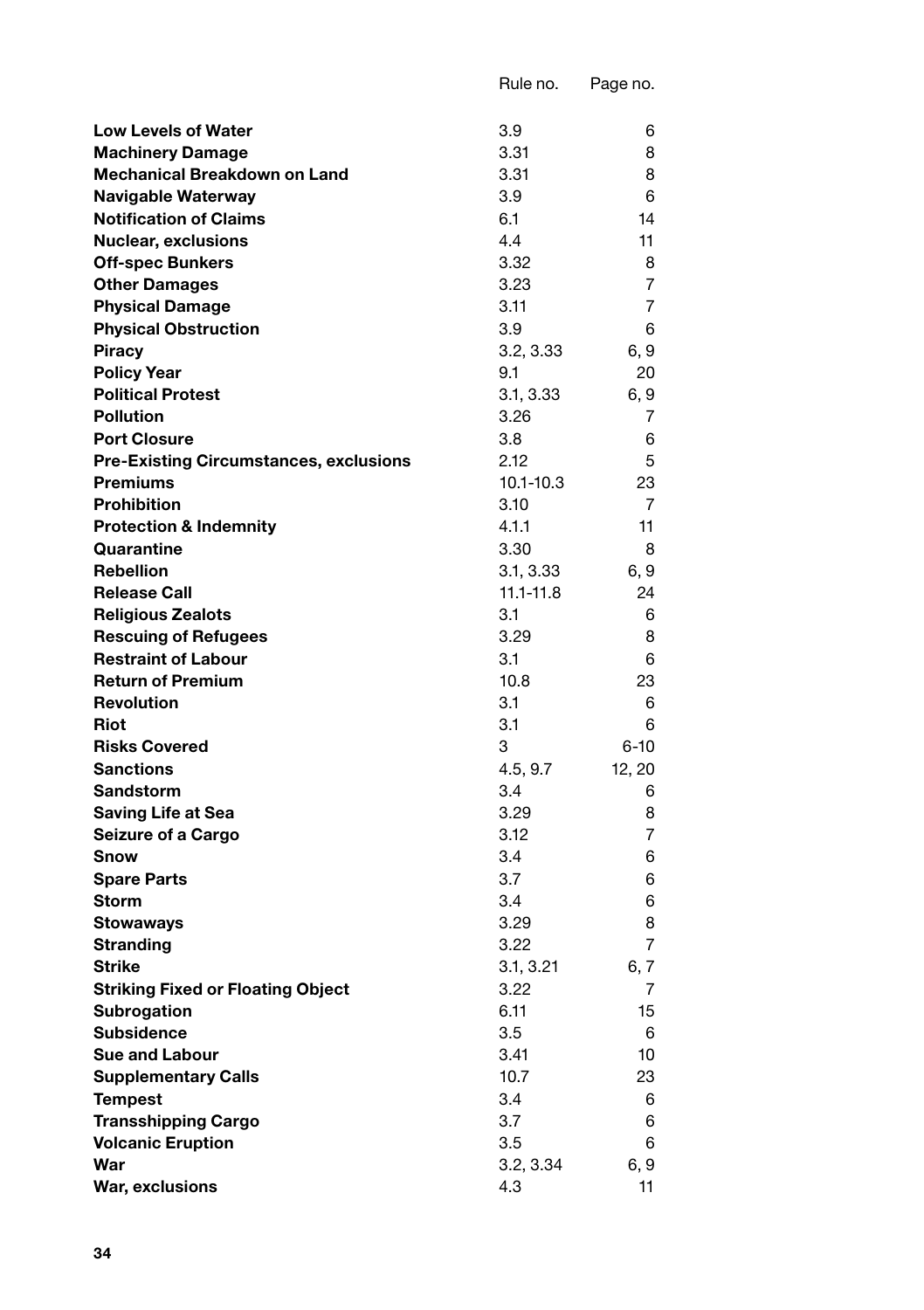| | Rule no. | Page no. |
|---|---|---|
| **Low Levels of Water** | 3.9 | 6 |
| **Machinery Damage** | 3.31 | 8 |
| **Mechanical Breakdown on Land** | 3.31 | 8 |
| **Navigable Waterway** | 3.9 | 6 |
| **Notification of Claims** | 6.1 | 14 |
| **Nuclear, exclusions** | 4.4 | 11 |
| **Off-spec Bunkers** | 3.32 | 8 |
| **Other Damages** | 3.23 | 7 |
| **Physical Damage** | 3.11 | 7 |
| **Physical Obstruction** | 3.9 | 6 |
| **Piracy** | 3.2, 3.33 | 6, 9 |
| **Policy Year** | 9.1 | 20 |
| **Political Protest** | 3.1, 3.33 | 6, 9 |
| **Pollution** | 3.26 | 7 |
| **Port Closure** | 3.8 | 6 |
| **Pre-Existing Circumstances, exclusions** | 2.12 | 5 |
| **Premiums** | 10.1-10.3 | 23 |
| **Prohibition** | 3.10 | 7 |
| **Protection & Indemnity** | 4.1.1 | 11 |
| **Quarantine** | 3.30 | 8 |
| **Rebellion** | 3.1, 3.33 | 6, 9 |
| **Release Call** | 11.1-11.8 | 24 |
| **Religious Zealots** | 3.1 | 6 |
| **Rescuing of Refugees** | 3.29 | 8 |
| **Restraint of Labour** | 3.1 | 6 |
| **Return of Premium** | 10.8 | 23 |
| **Revolution** | 3.1 | 6 |
| **Riot** | 3.1 | 6 |
| **Risks Covered** | 3 | 6-10 |
| **Sanctions** | 4.5, 9.7 | 12, 20 |
| **Sandstorm** | 3.4 | 6 |
| **Saving Life at Sea** | 3.29 | 8 |
| **Seizure of a Cargo** | 3.12 | 7 |
| **Snow** | 3.4 | 6 |
| **Spare Parts** | 3.7 | 6 |
| **Storm** | 3.4 | 6 |
| **Stowaways** | 3.29 | 8 |
| **Stranding** | 3.22 | 7 |
| **Strike** | 3.1, 3.21 | 6, 7 |
| **Striking Fixed or Floating Object** | 3.22 | 7 |
| **Subrogation** | 6.11 | 15 |
| **Subsidence** | 3.5 | 6 |
| **Sue and Labour** | 3.41 | 10 |
| **Supplementary Calls** | 10.7 | 23 |
| **Tempest** | 3.4 | 6 |
| **Transshipping Cargo** | 3.7 | 6 |
| **Volcanic Eruption** | 3.5 | 6 |
| **War** | 3.2, 3.34 | 6, 9 |
| **War, exclusions** | 4.3 | 11 |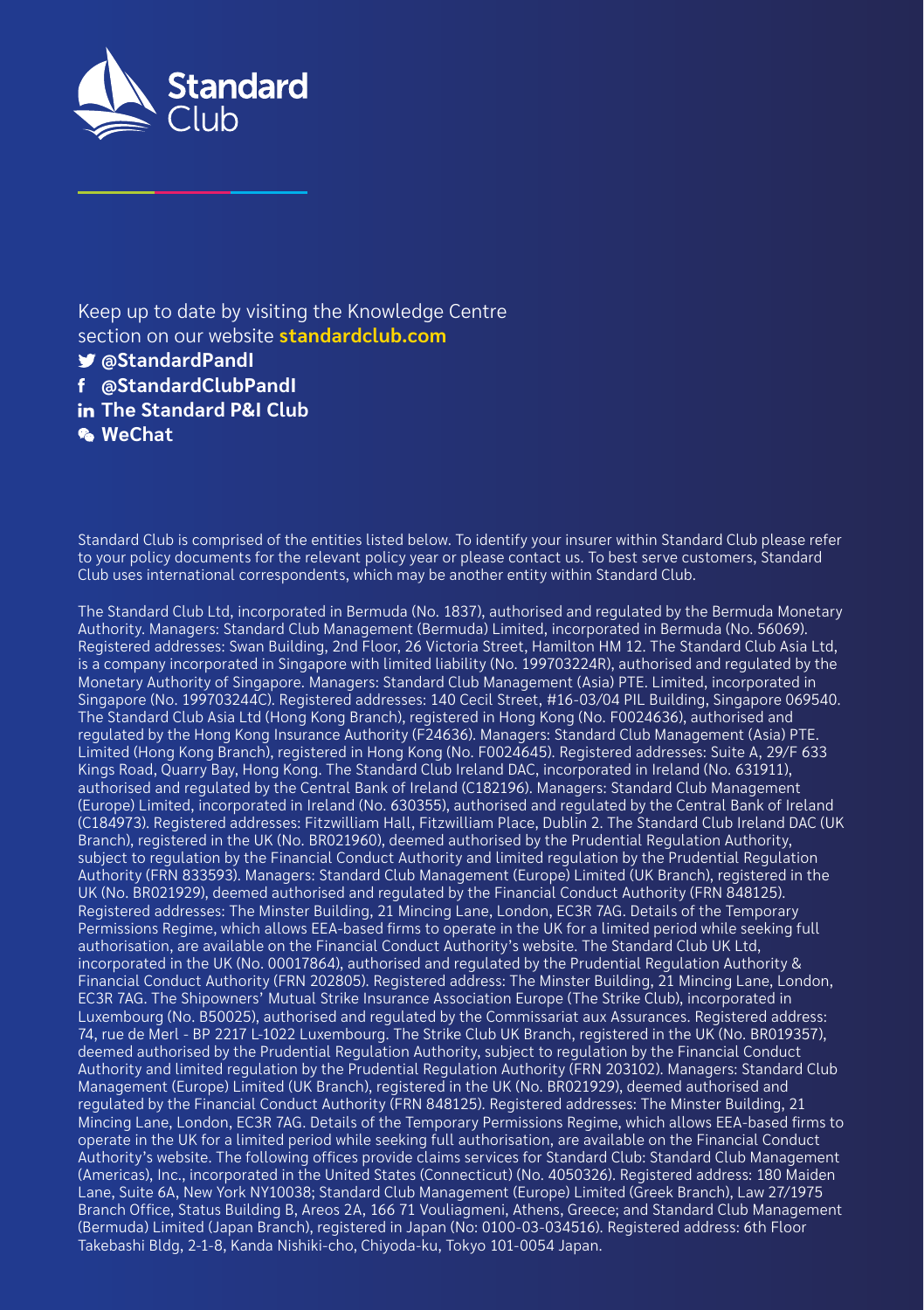Standard Club

Keep up to date by visiting the Knowledge Centre section on our website **standardclub.com**

**@StandardPandI**

**@StandardClubPandI**

**The Standard P&I Club**

**WeChat**

Standard Club is comprised of the entities listed below. To identify your insurer within Standard Club please refer to your policy documents for the relevant policy year or please contact us. To best serve customers, Standard Club uses international correspondents, which may be another entity within Standard Club.

The Standard Club Ltd, incorporated in Bermuda (No. 1837), authorised and regulated by the Bermuda Monetary Authority. Managers: Standard Club Management (Bermuda) Limited, incorporated in Bermuda (No. 56069). Registered addresses: Swan Building, 2nd Floor, 26 Victoria Street, Hamilton HM 12. The Standard Club Asia Ltd, is a company incorporated in Singapore with limited liability (No. 199703224R), authorised and regulated by the Monetary Authority of Singapore. Managers: Standard Club Management (Asia) PTE. Limited, incorporated in Singapore (No. 199703244C). Registered addresses: 140 Cecil Street, #16-03/04 PIL Building, Singapore 069540. The Standard Club Asia Ltd (Hong Kong Branch), registered in Hong Kong (No. F0024636), authorised and regulated by the Hong Kong Insurance Authority (F24636). Managers: Standard Club Management (Asia) PTE. Limited (Hong Kong Branch), registered in Hong Kong (No. F0024645). Registered addresses: Suite A, 29/F 633 Kings Road, Quarry Bay, Hong Kong. The Standard Club Ireland DAC, incorporated in Ireland (No. 631911), authorised and regulated by the Central Bank of Ireland (C182196). Managers: Standard Club Management (Europe) Limited, incorporated in Ireland (No. 630355), authorised and regulated by the Central Bank of Ireland (C184973). Registered addresses: Fitzwilliam Hall, Fitzwilliam Place, Dublin 2. The Standard Club Ireland DAC (UK Branch), registered in the UK (No. BR021960), deemed authorised by the Prudential Regulation Authority, subject to regulation by the Financial Conduct Authority and limited regulation by the Prudential Regulation Authority (FRN 833593). Managers: Standard Club Management (Europe) Limited (UK Branch), registered in the UK (No. BR021929), deemed authorised and regulated by the Financial Conduct Authority (FRN 848125). Registered addresses: The Minster Building, 21 Mincing Lane, London, EC3R 7AG. Details of the Temporary Permissions Regime, which allows EEA-based firms to operate in the UK for a limited period while seeking full authorisation, are available on the Financial Conduct Authority's website. The Standard Club UK Ltd, incorporated in the UK (No. 00017864), authorised and regulated by the Prudential Regulation Authority & Financial Conduct Authority (FRN 202805). Registered address: The Minster Building, 21 Mincing Lane, London, EC3R 7AG. The Shipowners' Mutual Strike Insurance Association Europe (The Strike Club), incorporated in Luxembourg (No. B50025), authorised and regulated by the Commissariat aux Assurances. Registered address: 74, rue de Merl - BP 2217 L-1022 Luxembourg. The Strike Club UK Branch, registered in the UK (No. BR019357), deemed authorised by the Prudential Regulation Authority, subject to regulation by the Financial Conduct Authority and limited regulation by the Prudential Regulation Authority (FRN 203102). Managers: Standard Club Management (Europe) Limited (UK Branch), registered in the UK (No. BR021929), deemed authorised and regulated by the Financial Conduct Authority (FRN 848125). Registered addresses: The Minster Building, 21 Mincing Lane, London, EC3R 7AG. Details of the Temporary Permissions Regime, which allows EEA-based firms to operate in the UK for a limited period while seeking full authorisation, are available on the Financial Conduct Authority's website. The following offices provide claims services for Standard Club: Standard Club Management (Americas), Inc., incorporated in the United States (Connecticut) (No. 4050326). Registered address: 180 Maiden Lane, Suite 6A, New York NY10038; Standard Club Management (Europe) Limited (Greek Branch), Law 27/1975 Branch Office, Status Building B, Areos 2A, 166 71 Vouliagmeni, Athens, Greece; and Standard Club Management (Bermuda) Limited (Japan Branch), registered in Japan (No: 0100-03-034516). Registered address: 6th Floor Takebashi Bldg, 2-1-8, Kanda Nishiki-cho, Chiyoda-ku, Tokyo 101-0054 Japan.